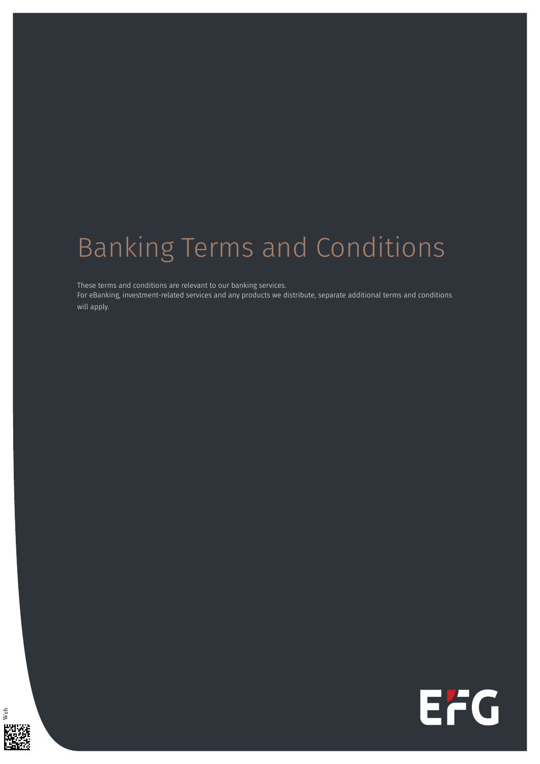# Banking Terms and Conditions

These terms and conditions are relevant to our banking services.
For eBanking, investment-related services and any products we distribute, separate additional terms and conditions will apply.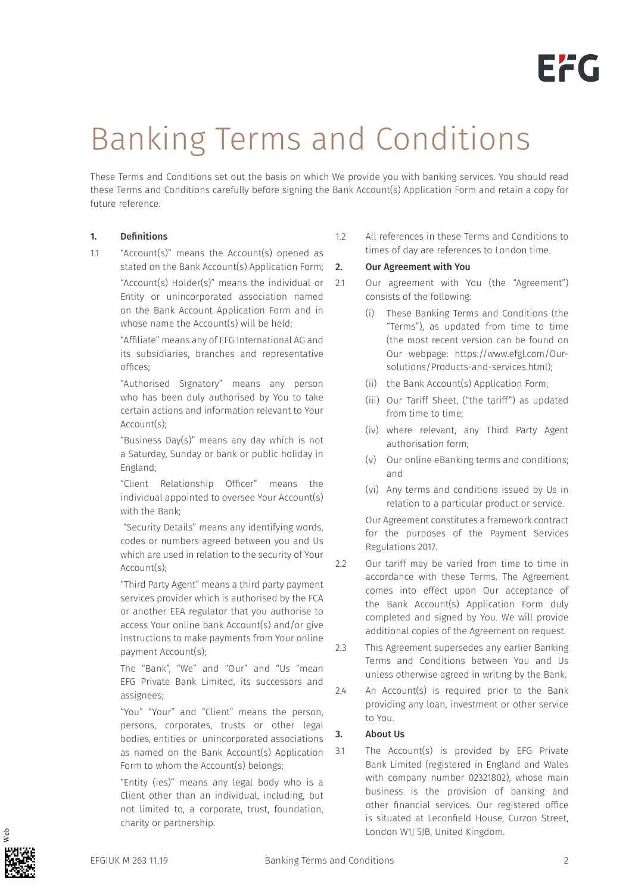# Banking Terms and Conditions

These Terms and Conditions set out the basis on which We provide you with banking services. You should read these Terms and Conditions carefully before signing the Bank Account(s) Application Form and retain a copy for future reference.

## 1. Definitions

1.1 "Account(s)" means the Account(s) opened as stated on the Bank Account(s) Application Form;

"Account(s) Holder(s)" means the individual or Entity or unincorporated association named on the Bank Account Application Form and in whose name the Account(s) will be held;

"Affiliate" means any of EFG International AG and its subsidiaries, branches and representative offices;

"Authorised Signatory" means any person who has been duly authorised by You to take certain actions and information relevant to Your Account(s);

"Business Day(s)" means any day which is not a Saturday, Sunday or bank or public holiday in England;

"Client Relationship Officer" means the individual appointed to oversee Your Account(s) with the Bank;

"Security Details" means any identifying words, codes or numbers agreed between you and Us which are used in relation to the security of Your Account(s);

"Third Party Agent" means a third party payment services provider which is authorised by the FCA or another EEA regulator that you authorise to access Your online bank Account(s) and/or give instructions to make payments from Your online payment Account(s);

The "Bank", "We" and "Our" and "Us "mean EFG Private Bank Limited, its successors and assignees;

"You" "Your" and "Client" means the person, persons, corporates, trusts or other legal bodies, entities or unincorporated associations as named on the Bank Account(s) Application Form to whom the Account(s) belongs;

"Entity (ies)" means any legal body who is a Client other than an individual, including, but not limited to, a corporate, trust, foundation, charity or partnership.

1.2 All references in these Terms and Conditions to times of day are references to London time.

## 2. Our Agreement with You

2.1 Our agreement with You (the "Agreement") consists of the following:

- (i) These Banking Terms and Conditions (the "Terms"), as updated from time to time (the most recent version can be found on Our webpage: https://www.efgl.com/Our-solutions/Products-and-services.html);
- (ii) the Bank Account(s) Application Form;
- (iii) Our Tariff Sheet, ("the tariff") as updated from time to time;
- (iv) where relevant, any Third Party Agent authorisation form;
- (v) Our online eBanking terms and conditions; and
- (vi) Any terms and conditions issued by Us in relation to a particular product or service.

Our Agreement constitutes a framework contract for the purposes of the Payment Services Regulations 2017.

2.2 Our tariff may be varied from time to time in accordance with these Terms. The Agreement comes into effect upon Our acceptance of the Bank Account(s) Application Form duly completed and signed by You. We will provide additional copies of the Agreement on request.

2.3 This Agreement supersedes any earlier Banking Terms and Conditions between You and Us unless otherwise agreed in writing by the Bank.

2.4 An Account(s) is required prior to the Bank providing any loan, investment or other service to You.

## 3. About Us

3.1 The Account(s) is provided by EFG Private Bank Limited (registered in England and Wales with company number 02321802), whose main business is the provision of banking and other financial services. Our registered office is situated at Leconfield House, Curzon Street, London W1J 5JB, United Kingdom.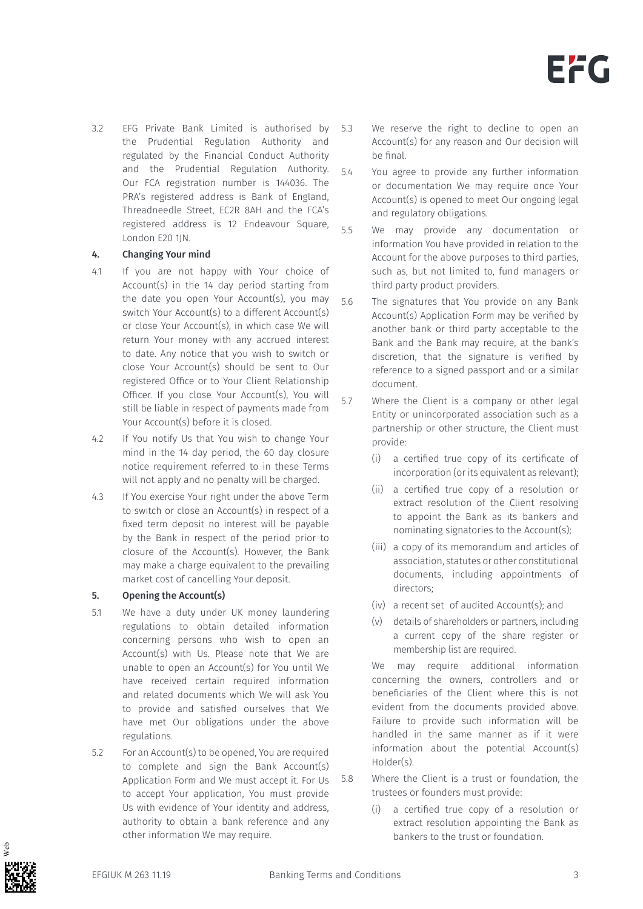3.2 EFG Private Bank Limited is authorised by the Prudential Regulation Authority and regulated by the Financial Conduct Authority and the Prudential Regulation Authority. Our FCA registration number is 144036. The PRA's registered address is Bank of England, Threadneedle Street, EC2R 8AH and the FCA's registered address is 12 Endeavour Square, London E20 1JN.

## 4. Changing Your mind

4.1 If you are not happy with Your choice of Account(s) in the 14 day period starting from the date you open Your Account(s), you may switch Your Account(s) to a different Account(s) or close Your Account(s), in which case We will return Your money with any accrued interest to date. Any notice that you wish to switch or close Your Account(s) should be sent to Our registered Office or to Your Client Relationship Officer. If you close Your Account(s), You will still be liable in respect of payments made from Your Account(s) before it is closed.

4.2 If You notify Us that You wish to change Your mind in the 14 day period, the 60 day closure notice requirement referred to in these Terms will not apply and no penalty will be charged.

4.3 If You exercise Your right under the above Term to switch or close an Account(s) in respect of a fixed term deposit no interest will be payable by the Bank in respect of the period prior to closure of the Account(s). However, the Bank may make a charge equivalent to the prevailing market cost of cancelling Your deposit.

## 5. Opening the Account(s)

5.1 We have a duty under UK money laundering regulations to obtain detailed information concerning persons who wish to open an Account(s) with Us. Please note that We are unable to open an Account(s) for You until We have received certain required information and related documents which We will ask You to provide and satisfied ourselves that We have met Our obligations under the above regulations.

5.2 For an Account(s) to be opened, You are required to complete and sign the Bank Account(s) Application Form and We must accept it. For Us to accept Your application, You must provide Us with evidence of Your identity and address, authority to obtain a bank reference and any other information We may require.

5.3 We reserve the right to decline to open an Account(s) for any reason and Our decision will be final.

5.4 You agree to provide any further information or documentation We may require once Your Account(s) is opened to meet Our ongoing legal and regulatory obligations.

5.5 We may provide any documentation or information You have provided in relation to the Account for the above purposes to third parties, such as, but not limited to, fund managers or third party product providers.

5.6 The signatures that You provide on any Bank Account(s) Application Form may be verified by another bank or third party acceptable to the Bank and the Bank may require, at the bank's discretion, that the signature is verified by reference to a signed passport and or a similar document.

5.7 Where the Client is a company or other legal Entity or unincorporated association such as a partnership or other structure, the Client must provide:

(i) a certified true copy of its certificate of incorporation (or its equivalent as relevant);

(ii) a certified true copy of a resolution or extract resolution of the Client resolving to appoint the Bank as its bankers and nominating signatories to the Account(s);

(iii) a copy of its memorandum and articles of association, statutes or other constitutional documents, including appointments of directors;

(iv) a recent set of audited Account(s); and

(v) details of shareholders or partners, including a current copy of the share register or membership list are required.

We may require additional information concerning the owners, controllers and or beneficiaries of the Client where this is not evident from the documents provided above. Failure to provide such information will be handled in the same manner as if it were information about the potential Account(s) Holder(s).

5.8 Where the Client is a trust or foundation, the trustees or founders must provide:

(i) a certified true copy of a resolution or extract resolution appointing the Bank as bankers to the trust or foundation.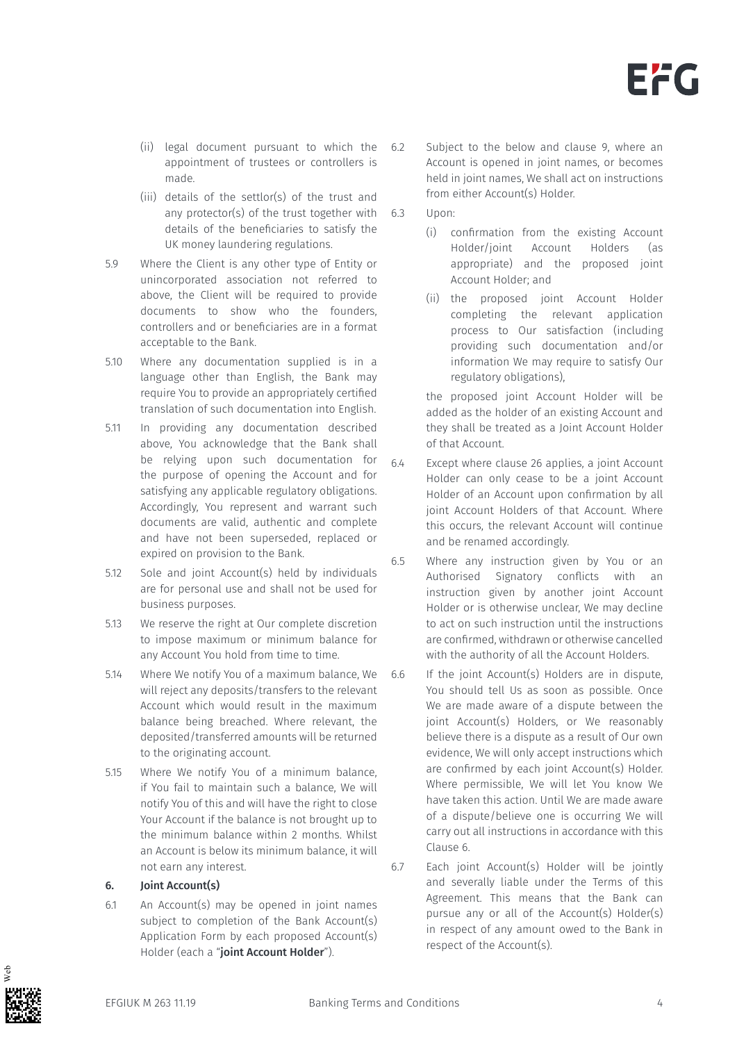(ii) legal document pursuant to which the appointment of trustees or controllers is made.

(iii) details of the settlor(s) of the trust and any protector(s) of the trust together with details of the beneficiaries to satisfy the UK money laundering regulations.

5.9 Where the Client is any other type of Entity or unincorporated association not referred to above, the Client will be required to provide documents to show who the founders, controllers and or beneficiaries are in a format acceptable to the Bank.

5.10 Where any documentation supplied is in a language other than English, the Bank may require You to provide an appropriately certified translation of such documentation into English.

5.11 In providing any documentation described above, You acknowledge that the Bank shall be relying upon such documentation for the purpose of opening the Account and for satisfying any applicable regulatory obligations. Accordingly, You represent and warrant such documents are valid, authentic and complete and have not been superseded, replaced or expired on provision to the Bank.

5.12 Sole and joint Account(s) held by individuals are for personal use and shall not be used for business purposes.

5.13 We reserve the right at Our complete discretion to impose maximum or minimum balance for any Account You hold from time to time.

5.14 Where We notify You of a maximum balance, We will reject any deposits/transfers to the relevant Account which would result in the maximum balance being breached. Where relevant, the deposited/transferred amounts will be returned to the originating account.

5.15 Where We notify You of a minimum balance, if You fail to maintain such a balance, We will notify You of this and will have the right to close Your Account if the balance is not brought up to the minimum balance within 2 months. Whilst an Account is below its minimum balance, it will not earn any interest.

## 6. Joint Account(s)

6.1 An Account(s) may be opened in joint names subject to completion of the Bank Account(s) Application Form by each proposed Account(s) Holder (each a "**joint Account Holder**").

6.2 Subject to the below and clause 9, where an Account is opened in joint names, or becomes held in joint names, We shall act on instructions from either Account(s) Holder.

6.3 Upon:

(i) confirmation from the existing Account Holder/joint Account Holders (as appropriate) and the proposed joint Account Holder; and

(ii) the proposed joint Account Holder completing the relevant application process to Our satisfaction (including providing such documentation and/or information We may require to satisfy Our regulatory obligations),

the proposed joint Account Holder will be added as the holder of an existing Account and they shall be treated as a Joint Account Holder of that Account.

6.4 Except where clause 26 applies, a joint Account Holder can only cease to be a joint Account Holder of an Account upon confirmation by all joint Account Holders of that Account. Where this occurs, the relevant Account will continue and be renamed accordingly.

6.5 Where any instruction given by You or an Authorised Signatory conflicts with an instruction given by another joint Account Holder or is otherwise unclear, We may decline to act on such instruction until the instructions are confirmed, withdrawn or otherwise cancelled with the authority of all the Account Holders.

6.6 If the joint Account(s) Holders are in dispute, You should tell Us as soon as possible. Once We are made aware of a dispute between the joint Account(s) Holders, or We reasonably believe there is a dispute as a result of Our own evidence, We will only accept instructions which are confirmed by each joint Account(s) Holder. Where permissible, We will let You know We have taken this action. Until We are made aware of a dispute/believe one is occurring We will carry out all instructions in accordance with this Clause 6.

6.7 Each joint Account(s) Holder will be jointly and severally liable under the Terms of this Agreement. This means that the Bank can pursue any or all of the Account(s) Holder(s) in respect of any amount owed to the Bank in respect of the Account(s).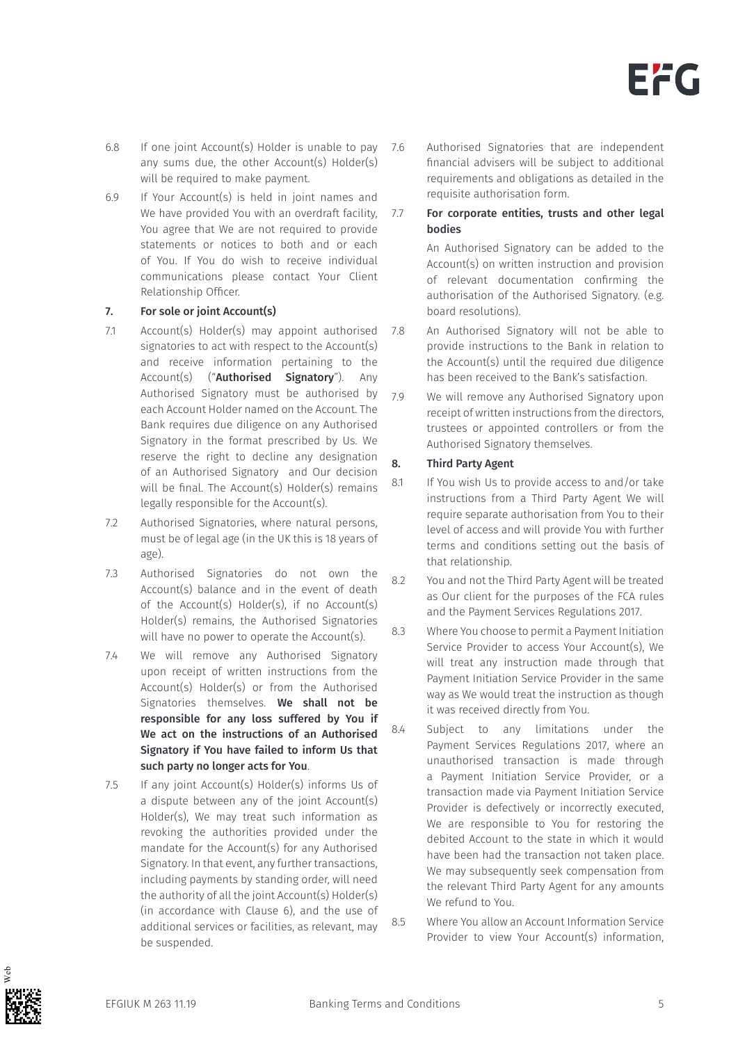6.8 If one joint Account(s) Holder is unable to pay any sums due, the other Account(s) Holder(s) will be required to make payment.

6.9 If Your Account(s) is held in joint names and We have provided You with an overdraft facility, You agree that We are not required to provide statements or notices to both and or each of You. If You do wish to receive individual communications please contact Your Client Relationship Officer.

## 7. For sole or joint Account(s)

7.1 Account(s) Holder(s) may appoint authorised signatories to act with respect to the Account(s) and receive information pertaining to the Account(s) ("**Authorised Signatory**"). Any Authorised Signatory must be authorised by each Account Holder named on the Account. The Bank requires due diligence on any Authorised Signatory in the format prescribed by Us. We reserve the right to decline any designation of an Authorised Signatory and Our decision will be final. The Account(s) Holder(s) remains legally responsible for the Account(s).

7.2 Authorised Signatories, where natural persons, must be of legal age (in the UK this is 18 years of age).

7.3 Authorised Signatories do not own the Account(s) balance and in the event of death of the Account(s) Holder(s), if no Account(s) Holder(s) remains, the Authorised Signatories will have no power to operate the Account(s).

7.4 We will remove any Authorised Signatory upon receipt of written instructions from the Account(s) Holder(s) or from the Authorised Signatories themselves. **We shall not be responsible for any loss suffered by You if We act on the instructions of an Authorised Signatory if You have failed to inform Us that such party no longer acts for You**.

7.5 If any joint Account(s) Holder(s) informs Us of a dispute between any of the joint Account(s) Holder(s), We may treat such information as revoking the authorities provided under the mandate for the Account(s) for any Authorised Signatory. In that event, any further transactions, including payments by standing order, will need the authority of all the joint Account(s) Holder(s) (in accordance with Clause 6), and the use of additional services or facilities, as relevant, may be suspended.

7.6 Authorised Signatories that are independent financial advisers will be subject to additional requirements and obligations as detailed in the requisite authorisation form.

7.7 **For corporate entities, trusts and other legal bodies**

An Authorised Signatory can be added to the Account(s) on written instruction and provision of relevant documentation confirming the authorisation of the Authorised Signatory. (e.g. board resolutions).

7.8 An Authorised Signatory will not be able to provide instructions to the Bank in relation to the Account(s) until the required due diligence has been received to the Bank's satisfaction.

7.9 We will remove any Authorised Signatory upon receipt of written instructions from the directors, trustees or appointed controllers or from the Authorised Signatory themselves.

## 8. Third Party Agent

8.1 If You wish Us to provide access to and/or take instructions from a Third Party Agent We will require separate authorisation from You to their level of access and will provide You with further terms and conditions setting out the basis of that relationship.

8.2 You and not the Third Party Agent will be treated as Our client for the purposes of the FCA rules and the Payment Services Regulations 2017.

8.3 Where You choose to permit a Payment Initiation Service Provider to access Your Account(s), We will treat any instruction made through that Payment Initiation Service Provider in the same way as We would treat the instruction as though it was received directly from You.

8.4 Subject to any limitations under the Payment Services Regulations 2017, where an unauthorised transaction is made through a Payment Initiation Service Provider, or a transaction made via Payment Initiation Service Provider is defectively or incorrectly executed, We are responsible to You for restoring the debited Account to the state in which it would have been had the transaction not taken place. We may subsequently seek compensation from the relevant Third Party Agent for any amounts We refund to You.

8.5 Where You allow an Account Information Service Provider to view Your Account(s) information,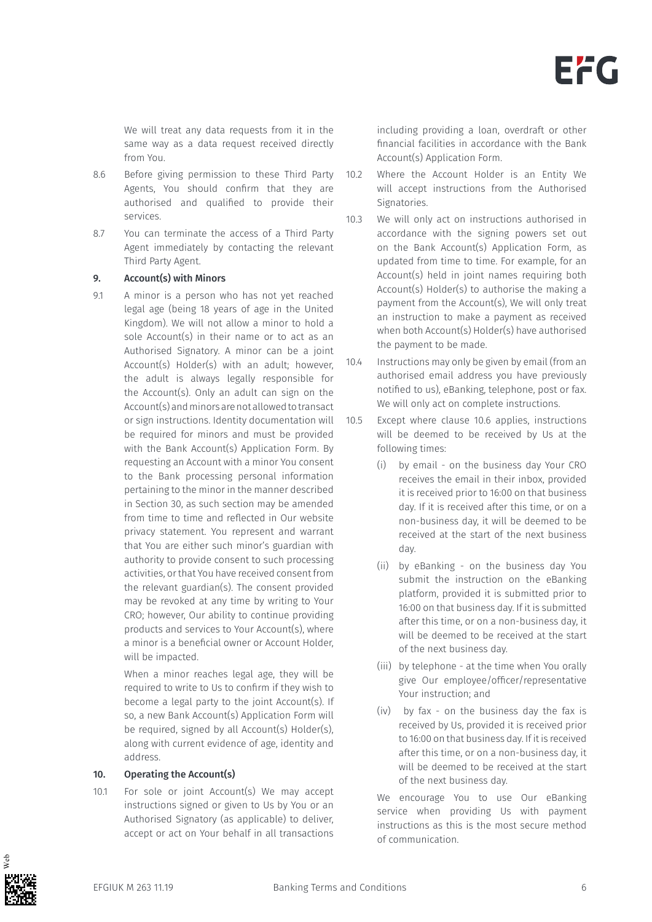We will treat any data requests from it in the same way as a data request received directly from You.

8.6 Before giving permission to these Third Party Agents, You should confirm that they are authorised and qualified to provide their services.

8.7 You can terminate the access of a Third Party Agent immediately by contacting the relevant Third Party Agent.

**9. Account(s) with Minors**

9.1 A minor is a person who has not yet reached legal age (being 18 years of age in the United Kingdom). We will not allow a minor to hold a sole Account(s) in their name or to act as an Authorised Signatory. A minor can be a joint Account(s) Holder(s) with an adult; however, the adult is always legally responsible for the Account(s). Only an adult can sign on the Account(s) and minors are not allowed to transact or sign instructions. Identity documentation will be required for minors and must be provided with the Bank Account(s) Application Form. By requesting an Account with a minor You consent to the Bank processing personal information pertaining to the minor in the manner described in Section 30, as such section may be amended from time to time and reflected in Our website privacy statement. You represent and warrant that You are either such minor's guardian with authority to provide consent to such processing activities, or that You have received consent from the relevant guardian(s). The consent provided may be revoked at any time by writing to Your CRO; however, Our ability to continue providing products and services to Your Account(s), where a minor is a beneficial owner or Account Holder, will be impacted.

When a minor reaches legal age, they will be required to write to Us to confirm if they wish to become a legal party to the joint Account(s). If so, a new Bank Account(s) Application Form will be required, signed by all Account(s) Holder(s), along with current evidence of age, identity and address.

**10. Operating the Account(s)**

10.1 For sole or joint Account(s) We may accept instructions signed or given to Us by You or an Authorised Signatory (as applicable) to deliver, accept or act on Your behalf in all transactions including providing a loan, overdraft or other financial facilities in accordance with the Bank Account(s) Application Form.

10.2 Where the Account Holder is an Entity We will accept instructions from the Authorised Signatories.

10.3 We will only act on instructions authorised in accordance with the signing powers set out on the Bank Account(s) Application Form, as updated from time to time. For example, for an Account(s) held in joint names requiring both Account(s) Holder(s) to authorise the making a payment from the Account(s), We will only treat an instruction to make a payment as received when both Account(s) Holder(s) have authorised the payment to be made.

10.4 Instructions may only be given by email (from an authorised email address you have previously notified to us), eBanking, telephone, post or fax. We will only act on complete instructions.

10.5 Except where clause 10.6 applies, instructions will be deemed to be received by Us at the following times:

(i) by email - on the business day Your CRO receives the email in their inbox, provided it is received prior to 16:00 on that business day. If it is received after this time, or on a non-business day, it will be deemed to be received at the start of the next business day.

(ii) by eBanking - on the business day You submit the instruction on the eBanking platform, provided it is submitted prior to 16:00 on that business day. If it is submitted after this time, or on a non-business day, it will be deemed to be received at the start of the next business day.

(iii) by telephone - at the time when You orally give Our employee/officer/representative Your instruction; and

(iv) by fax - on the business day the fax is received by Us, provided it is received prior to 16:00 on that business day. If it is received after this time, or on a non-business day, it will be deemed to be received at the start of the next business day.

We encourage You to use Our eBanking service when providing Us with payment instructions as this is the most secure method of communication.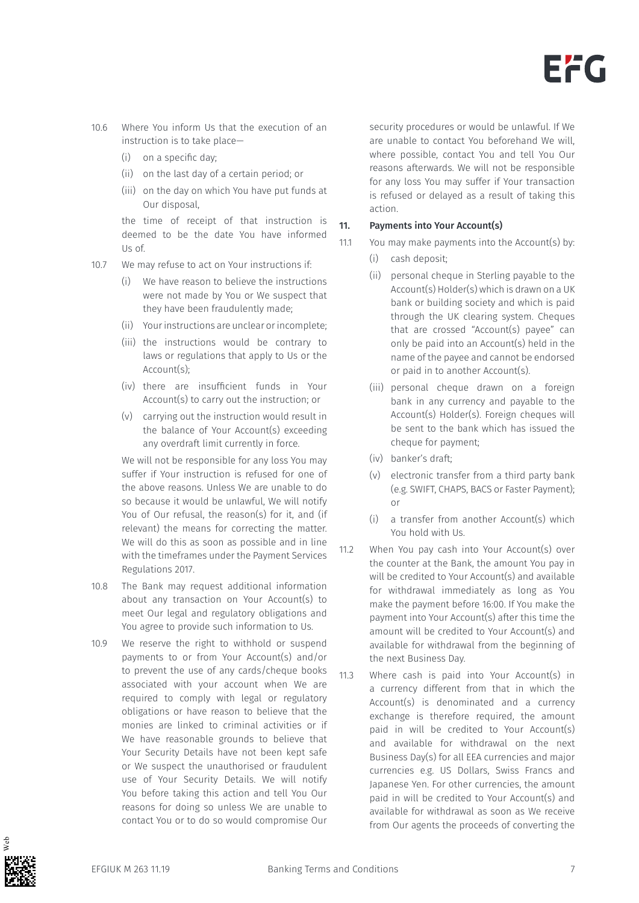10.6 Where You inform Us that the execution of an instruction is to take place—

(i) on a specific day;

(ii) on the last day of a certain period; or

(iii) on the day on which You have put funds at Our disposal,

the time of receipt of that instruction is deemed to be the date You have informed Us of.

10.7 We may refuse to act on Your instructions if:

(i) We have reason to believe the instructions were not made by You or We suspect that they have been fraudulently made;

(ii) Your instructions are unclear or incomplete;

(iii) the instructions would be contrary to laws or regulations that apply to Us or the Account(s);

(iv) there are insufficient funds in Your Account(s) to carry out the instruction; or

(v) carrying out the instruction would result in the balance of Your Account(s) exceeding any overdraft limit currently in force.

We will not be responsible for any loss You may suffer if Your instruction is refused for one of the above reasons. Unless We are unable to do so because it would be unlawful, We will notify You of Our refusal, the reason(s) for it, and (if relevant) the means for correcting the matter. We will do this as soon as possible and in line with the timeframes under the Payment Services Regulations 2017.

10.8 The Bank may request additional information about any transaction on Your Account(s) to meet Our legal and regulatory obligations and You agree to provide such information to Us.

10.9 We reserve the right to withhold or suspend payments to or from Your Account(s) and/or to prevent the use of any cards/cheque books associated with your account when We are required to comply with legal or regulatory obligations or have reason to believe that the monies are linked to criminal activities or if We have reasonable grounds to believe that Your Security Details have not been kept safe or We suspect the unauthorised or fraudulent use of Your Security Details. We will notify You before taking this action and tell You Our reasons for doing so unless We are unable to contact You or to do so would compromise Our security procedures or would be unlawful. If We are unable to contact You beforehand We will, where possible, contact You and tell You Our reasons afterwards. We will not be responsible for any loss You may suffer if Your transaction is refused or delayed as a result of taking this action.

## 11. Payments into Your Account(s)

11.1 You may make payments into the Account(s) by:

(i) cash deposit;

(ii) personal cheque in Sterling payable to the Account(s) Holder(s) which is drawn on a UK bank or building society and which is paid through the UK clearing system. Cheques that are crossed "Account(s) payee" can only be paid into an Account(s) held in the name of the payee and cannot be endorsed or paid in to another Account(s).

(iii) personal cheque drawn on a foreign bank in any currency and payable to the Account(s) Holder(s). Foreign cheques will be sent to the bank which has issued the cheque for payment;

(iv) banker's draft;

(v) electronic transfer from a third party bank (e.g. SWIFT, CHAPS, BACS or Faster Payment); or

(i) a transfer from another Account(s) which You hold with Us.

11.2 When You pay cash into Your Account(s) over the counter at the Bank, the amount You pay in will be credited to Your Account(s) and available for withdrawal immediately as long as You make the payment before 16:00. If You make the payment into Your Account(s) after this time the amount will be credited to Your Account(s) and available for withdrawal from the beginning of the next Business Day.

11.3 Where cash is paid into Your Account(s) in a currency different from that in which the Account(s) is denominated and a currency exchange is therefore required, the amount paid in will be credited to Your Account(s) and available for withdrawal on the next Business Day(s) for all EEA currencies and major currencies e.g. US Dollars, Swiss Francs and Japanese Yen. For other currencies, the amount paid in will be credited to Your Account(s) and available for withdrawal as soon as We receive from Our agents the proceeds of converting the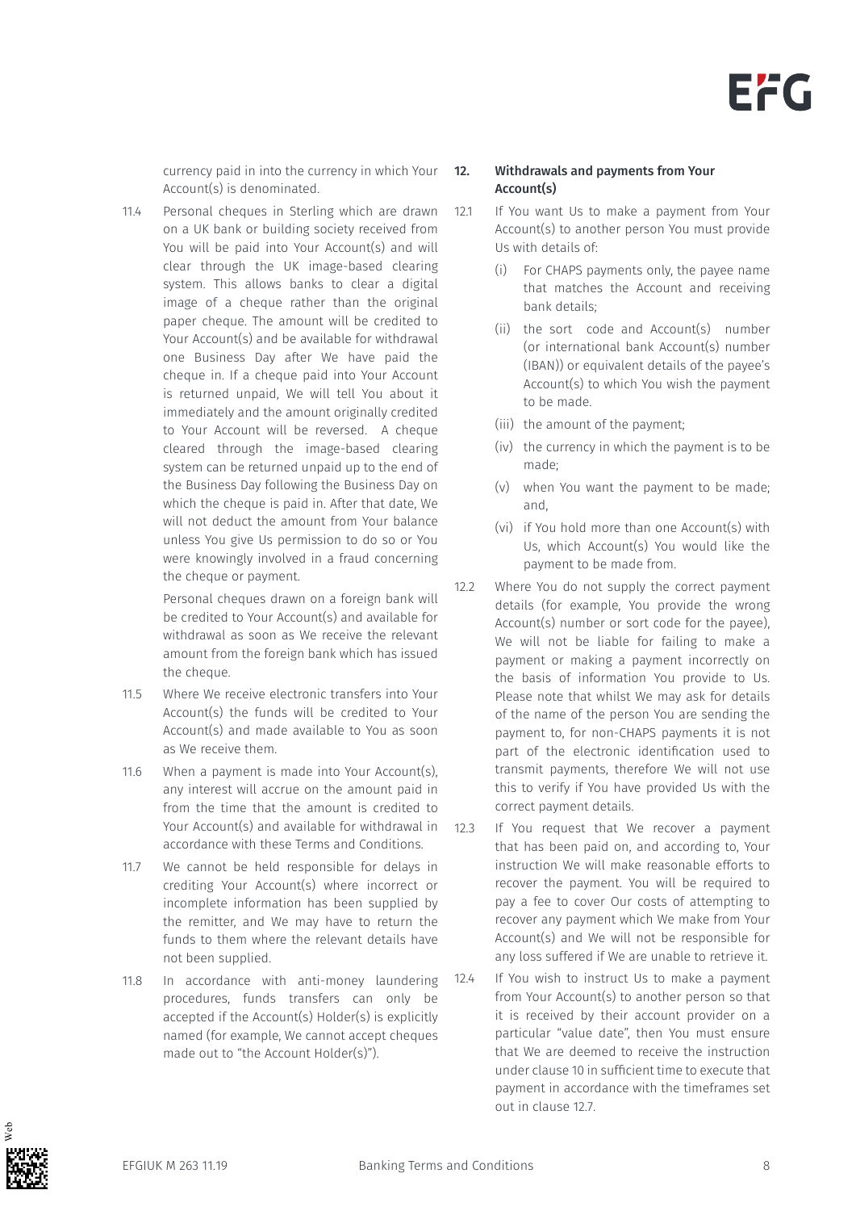currency paid in into the currency in which Your Account(s) is denominated.

11.4 Personal cheques in Sterling which are drawn on a UK bank or building society received from You will be paid into Your Account(s) and will clear through the UK image-based clearing system. This allows banks to clear a digital image of a cheque rather than the original paper cheque. The amount will be credited to Your Account(s) and be available for withdrawal one Business Day after We have paid the cheque in. If a cheque paid into Your Account is returned unpaid, We will tell You about it immediately and the amount originally credited to Your Account will be reversed. A cheque cleared through the image-based clearing system can be returned unpaid up to the end of the Business Day following the Business Day on which the cheque is paid in. After that date, We will not deduct the amount from Your balance unless You give Us permission to do so or You were knowingly involved in a fraud concerning the cheque or payment.

Personal cheques drawn on a foreign bank will be credited to Your Account(s) and available for withdrawal as soon as We receive the relevant amount from the foreign bank which has issued the cheque.

11.5 Where We receive electronic transfers into Your Account(s) the funds will be credited to Your Account(s) and made available to You as soon as We receive them.

11.6 When a payment is made into Your Account(s), any interest will accrue on the amount paid in from the time that the amount is credited to Your Account(s) and available for withdrawal in accordance with these Terms and Conditions.

11.7 We cannot be held responsible for delays in crediting Your Account(s) where incorrect or incomplete information has been supplied by the remitter, and We may have to return the funds to them where the relevant details have not been supplied.

11.8 In accordance with anti-money laundering procedures, funds transfers can only be accepted if the Account(s) Holder(s) is explicitly named (for example, We cannot accept cheques made out to "the Account Holder(s)").

## 12. Withdrawals and payments from Your Account(s)

12.1 If You want Us to make a payment from Your Account(s) to another person You must provide Us with details of:

(i) For CHAPS payments only, the payee name that matches the Account and receiving bank details;

(ii) the sort code and Account(s) number (or international bank Account(s) number (IBAN)) or equivalent details of the payee's Account(s) to which You wish the payment to be made.

(iii) the amount of the payment;

(iv) the currency in which the payment is to be made;

(v) when You want the payment to be made; and,

(vi) if You hold more than one Account(s) with Us, which Account(s) You would like the payment to be made from.

12.2 Where You do not supply the correct payment details (for example, You provide the wrong Account(s) number or sort code for the payee), We will not be liable for failing to make a payment or making a payment incorrectly on the basis of information You provide to Us. Please note that whilst We may ask for details of the name of the person You are sending the payment to, for non-CHAPS payments it is not part of the electronic identification used to transmit payments, therefore We will not use this to verify if You have provided Us with the correct payment details.

12.3 If You request that We recover a payment that has been paid on, and according to, Your instruction We will make reasonable efforts to recover the payment. You will be required to pay a fee to cover Our costs of attempting to recover any payment which We make from Your Account(s) and We will not be responsible for any loss suffered if We are unable to retrieve it.

12.4 If You wish to instruct Us to make a payment from Your Account(s) to another person so that it is received by their account provider on a particular "value date", then You must ensure that We are deemed to receive the instruction under clause 10 in sufficient time to execute that payment in accordance with the timeframes set out in clause 12.7.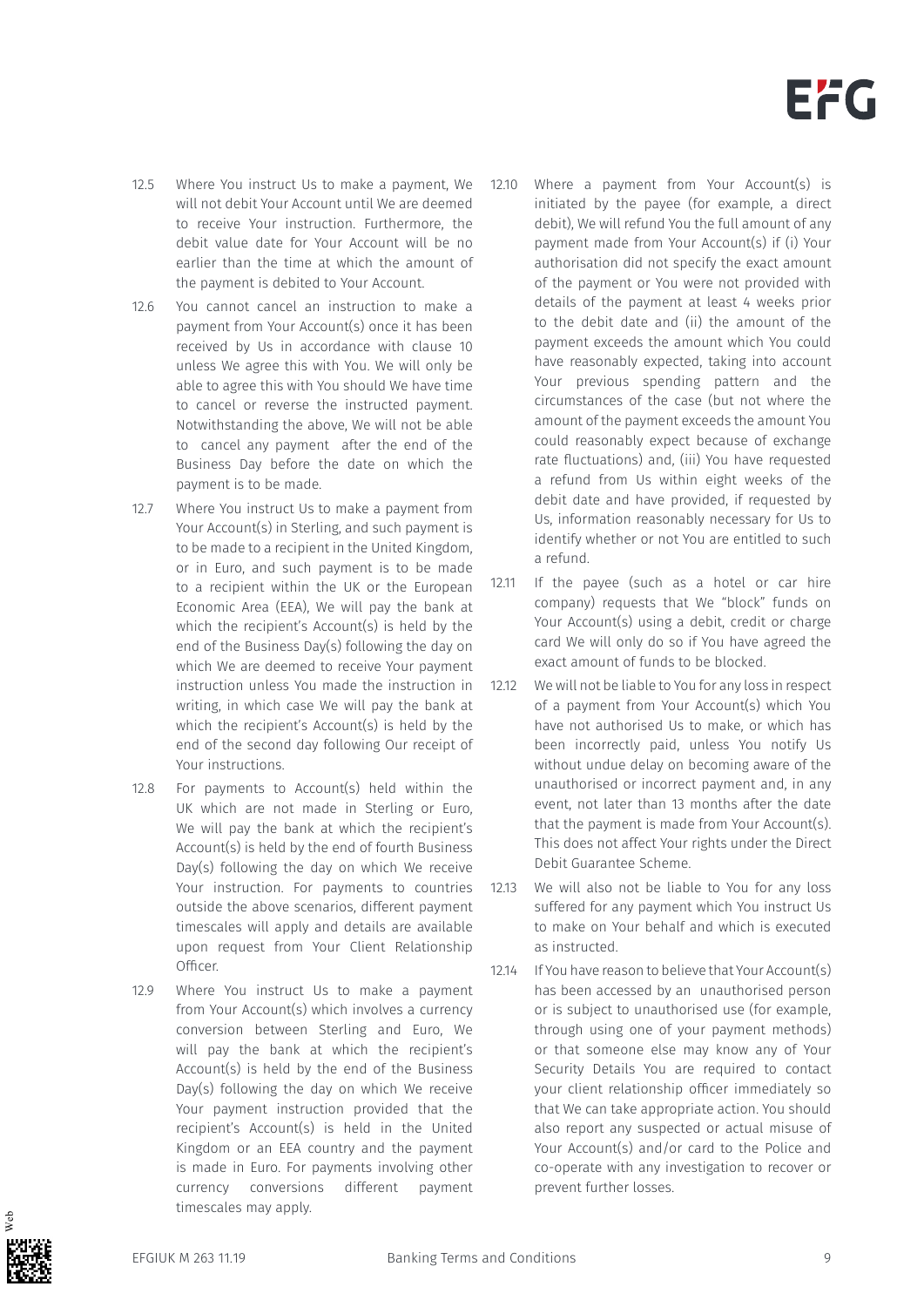12.5 Where You instruct Us to make a payment, We will not debit Your Account until We are deemed to receive Your instruction. Furthermore, the debit value date for Your Account will be no earlier than the time at which the amount of the payment is debited to Your Account.

12.6 You cannot cancel an instruction to make a payment from Your Account(s) once it has been received by Us in accordance with clause 10 unless We agree this with You. We will only be able to agree this with You should We have time to cancel or reverse the instructed payment. Notwithstanding the above, We will not be able to cancel any payment after the end of the Business Day before the date on which the payment is to be made.

12.7 Where You instruct Us to make a payment from Your Account(s) in Sterling, and such payment is to be made to a recipient in the United Kingdom, or in Euro, and such payment is to be made to a recipient within the UK or the European Economic Area (EEA), We will pay the bank at which the recipient's Account(s) is held by the end of the Business Day(s) following the day on which We are deemed to receive Your payment instruction unless You made the instruction in writing, in which case We will pay the bank at which the recipient's Account(s) is held by the end of the second day following Our receipt of Your instructions.

12.8 For payments to Account(s) held within the UK which are not made in Sterling or Euro, We will pay the bank at which the recipient's Account(s) is held by the end of fourth Business Day(s) following the day on which We receive Your instruction. For payments to countries outside the above scenarios, different payment timescales will apply and details are available upon request from Your Client Relationship Officer.

12.9 Where You instruct Us to make a payment from Your Account(s) which involves a currency conversion between Sterling and Euro, We will pay the bank at which the recipient's Account(s) is held by the end of the Business Day(s) following the day on which We receive Your payment instruction provided that the recipient's Account(s) is held in the United Kingdom or an EEA country and the payment is made in Euro. For payments involving other currency conversions different payment timescales may apply.

12.10 Where a payment from Your Account(s) is initiated by the payee (for example, a direct debit), We will refund You the full amount of any payment made from Your Account(s) if (i) Your authorisation did not specify the exact amount of the payment or You were not provided with details of the payment at least 4 weeks prior to the debit date and (ii) the amount of the payment exceeds the amount which You could have reasonably expected, taking into account Your previous spending pattern and the circumstances of the case (but not where the amount of the payment exceeds the amount You could reasonably expect because of exchange rate fluctuations) and, (iii) You have requested a refund from Us within eight weeks of the debit date and have provided, if requested by Us, information reasonably necessary for Us to identify whether or not You are entitled to such a refund.

12.11 If the payee (such as a hotel or car hire company) requests that We "block" funds on Your Account(s) using a debit, credit or charge card We will only do so if You have agreed the exact amount of funds to be blocked.

12.12 We will not be liable to You for any loss in respect of a payment from Your Account(s) which You have not authorised Us to make, or which has been incorrectly paid, unless You notify Us without undue delay on becoming aware of the unauthorised or incorrect payment and, in any event, not later than 13 months after the date that the payment is made from Your Account(s). This does not affect Your rights under the Direct Debit Guarantee Scheme.

12.13 We will also not be liable to You for any loss suffered for any payment which You instruct Us to make on Your behalf and which is executed as instructed.

12.14 If You have reason to believe that Your Account(s) has been accessed by an unauthorised person or is subject to unauthorised use (for example, through using one of your payment methods) or that someone else may know any of Your Security Details You are required to contact your client relationship officer immediately so that We can take appropriate action. You should also report any suspected or actual misuse of Your Account(s) and/or card to the Police and co-operate with any investigation to recover or prevent further losses.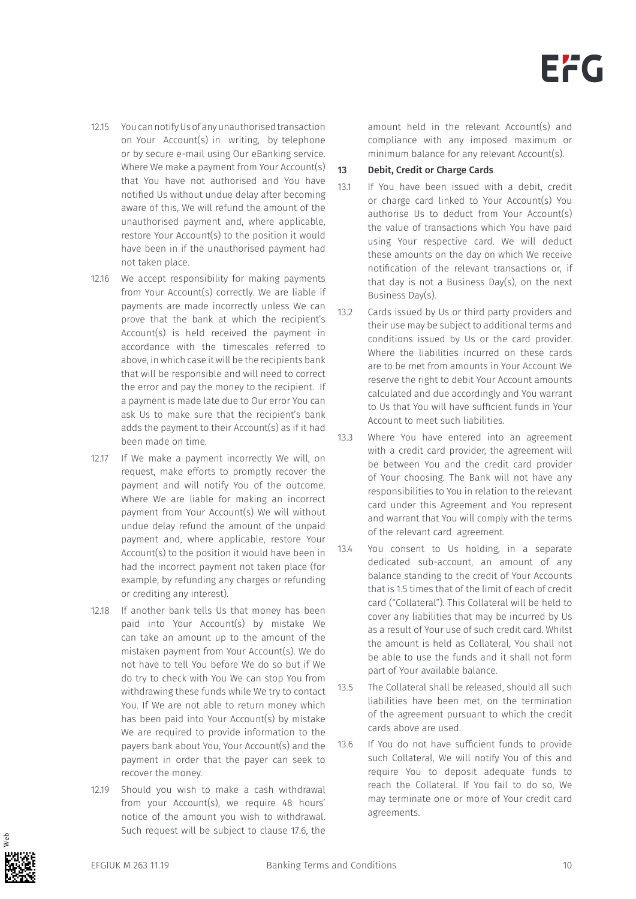12.15 You can notify Us of any unauthorised transaction on Your Account(s) in writing, by telephone or by secure e-mail using Our eBanking service. Where We make a payment from Your Account(s) that You have not authorised and You have notified Us without undue delay after becoming aware of this, We will refund the amount of the unauthorised payment and, where applicable, restore Your Account(s) to the position it would have been in if the unauthorised payment had not taken place.

12.16 We accept responsibility for making payments from Your Account(s) correctly. We are liable if payments are made incorrectly unless We can prove that the bank at which the recipient's Account(s) is held received the payment in accordance with the timescales referred to above, in which case it will be the recipients bank that will be responsible and will need to correct the error and pay the money to the recipient. If a payment is made late due to Our error You can ask Us to make sure that the recipient's bank adds the payment to their Account(s) as if it had been made on time.

12.17 If We make a payment incorrectly We will, on request, make efforts to promptly recover the payment and will notify You of the outcome. Where We are liable for making an incorrect payment from Your Account(s) We will without undue delay refund the amount of the unpaid payment and, where applicable, restore Your Account(s) to the position it would have been in had the incorrect payment not taken place (for example, by refunding any charges or refunding or crediting any interest).

12.18 If another bank tells Us that money has been paid into Your Account(s) by mistake We can take an amount up to the amount of the mistaken payment from Your Account(s). We do not have to tell You before We do so but if We do try to check with You We can stop You from withdrawing these funds while We try to contact You. If We are not able to return money which has been paid into Your Account(s) by mistake We are required to provide information to the payers bank about You, Your Account(s) and the payment in order that the payer can seek to recover the money.

12.19 Should you wish to make a cash withdrawal from your Account(s), we require 48 hours' notice of the amount you wish to withdrawal. Such request will be subject to clause 17.6, the amount held in the relevant Account(s) and compliance with any imposed maximum or minimum balance for any relevant Account(s).

## 13 Debit, Credit or Charge Cards

13.1 If You have been issued with a debit, credit or charge card linked to Your Account(s) You authorise Us to deduct from Your Account(s) the value of transactions which You have paid using Your respective card. We will deduct these amounts on the day on which We receive notification of the relevant transactions or, if that day is not a Business Day(s), on the next Business Day(s).

13.2 Cards issued by Us or third party providers and their use may be subject to additional terms and conditions issued by Us or the card provider. Where the liabilities incurred on these cards are to be met from amounts in Your Account We reserve the right to debit Your Account amounts calculated and due accordingly and You warrant to Us that You will have sufficient funds in Your Account to meet such liabilities.

13.3 Where You have entered into an agreement with a credit card provider, the agreement will be between You and the credit card provider of Your choosing. The Bank will not have any responsibilities to You in relation to the relevant card under this Agreement and You represent and warrant that You will comply with the terms of the relevant card agreement.

13.4 You consent to Us holding, in a separate dedicated sub-account, an amount of any balance standing to the credit of Your Accounts that is 1.5 times that of the limit of each of credit card ("Collateral"). This Collateral will be held to cover any liabilities that may be incurred by Us as a result of Your use of such credit card. Whilst the amount is held as Collateral, You shall not be able to use the funds and it shall not form part of Your available balance.

13.5 The Collateral shall be released, should all such liabilities have been met, on the termination of the agreement pursuant to which the credit cards above are used.

13.6 If You do not have sufficient funds to provide such Collateral, We will notify You of this and require You to deposit adequate funds to reach the Collateral. If You fail to do so, We may terminate one or more of Your credit card agreements.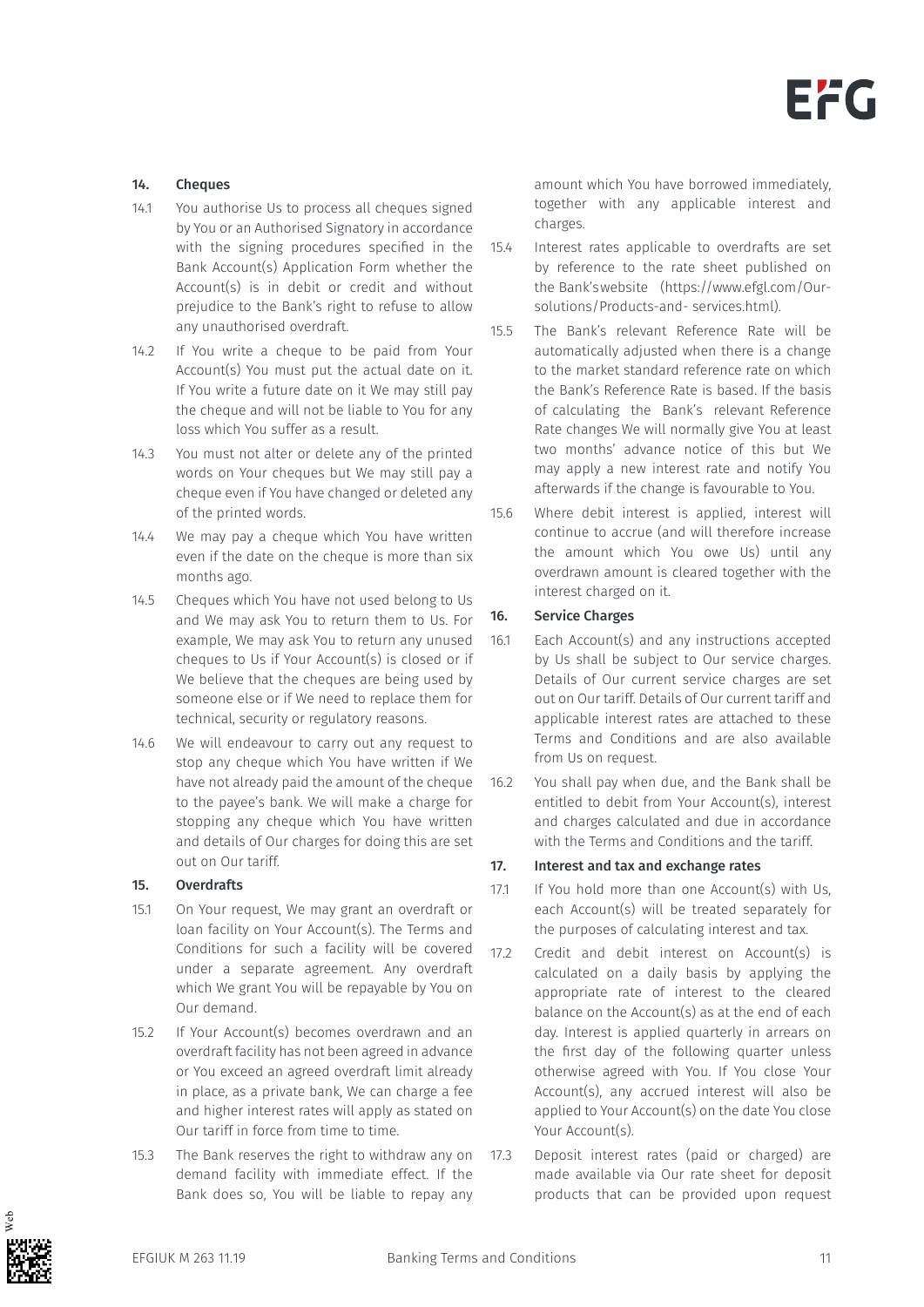### 14. Cheques

14.1 You authorise Us to process all cheques signed by You or an Authorised Signatory in accordance with the signing procedures specified in the Bank Account(s) Application Form whether the Account(s) is in debit or credit and without prejudice to the Bank's right to refuse to allow any unauthorised overdraft.

14.2 If You write a cheque to be paid from Your Account(s) You must put the actual date on it. If You write a future date on it We may still pay the cheque and will not be liable to You for any loss which You suffer as a result.

14.3 You must not alter or delete any of the printed words on Your cheques but We may still pay a cheque even if You have changed or deleted any of the printed words.

14.4 We may pay a cheque which You have written even if the date on the cheque is more than six months ago.

14.5 Cheques which You have not used belong to Us and We may ask You to return them to Us. For example, We may ask You to return any unused cheques to Us if Your Account(s) is closed or if We believe that the cheques are being used by someone else or if We need to replace them for technical, security or regulatory reasons.

14.6 We will endeavour to carry out any request to stop any cheque which You have written if We have not already paid the amount of the cheque to the payee's bank. We will make a charge for stopping any cheque which You have written and details of Our charges for doing this are set out on Our tariff.

### 15. Overdrafts

15.1 On Your request, We may grant an overdraft or loan facility on Your Account(s). The Terms and Conditions for such a facility will be covered under a separate agreement. Any overdraft which We grant You will be repayable by You on Our demand.

15.2 If Your Account(s) becomes overdrawn and an overdraft facility has not been agreed in advance or You exceed an agreed overdraft limit already in place, as a private bank, We can charge a fee and higher interest rates will apply as stated on Our tariff in force from time to time.

15.3 The Bank reserves the right to withdraw any on demand facility with immediate effect. If the Bank does so, You will be liable to repay any amount which You have borrowed immediately, together with any applicable interest and charges.

15.4 Interest rates applicable to overdrafts are set by reference to the rate sheet published on the Bank's website (https://www.efgl.com/Our-solutions/Products-and- services.html).

15.5 The Bank's relevant Reference Rate will be automatically adjusted when there is a change to the market standard reference rate on which the Bank's Reference Rate is based. If the basis of calculating the Bank's relevant Reference Rate changes We will normally give You at least two months' advance notice of this but We may apply a new interest rate and notify You afterwards if the change is favourable to You.

15.6 Where debit interest is applied, interest will continue to accrue (and will therefore increase the amount which You owe Us) until any overdrawn amount is cleared together with the interest charged on it.

### 16. Service Charges

16.1 Each Account(s) and any instructions accepted by Us shall be subject to Our service charges. Details of Our current service charges are set out on Our tariff. Details of Our current tariff and applicable interest rates are attached to these Terms and Conditions and are also available from Us on request.

16.2 You shall pay when due, and the Bank shall be entitled to debit from Your Account(s), interest and charges calculated and due in accordance with the Terms and Conditions and the tariff.

### 17. Interest and tax and exchange rates

17.1 If You hold more than one Account(s) with Us, each Account(s) will be treated separately for the purposes of calculating interest and tax.

17.2 Credit and debit interest on Account(s) is calculated on a daily basis by applying the appropriate rate of interest to the cleared balance on the Account(s) as at the end of each day. Interest is applied quarterly in arrears on the first day of the following quarter unless otherwise agreed with You. If You close Your Account(s), any accrued interest will also be applied to Your Account(s) on the date You close Your Account(s).

17.3 Deposit interest rates (paid or charged) are made available via Our rate sheet for deposit products that can be provided upon request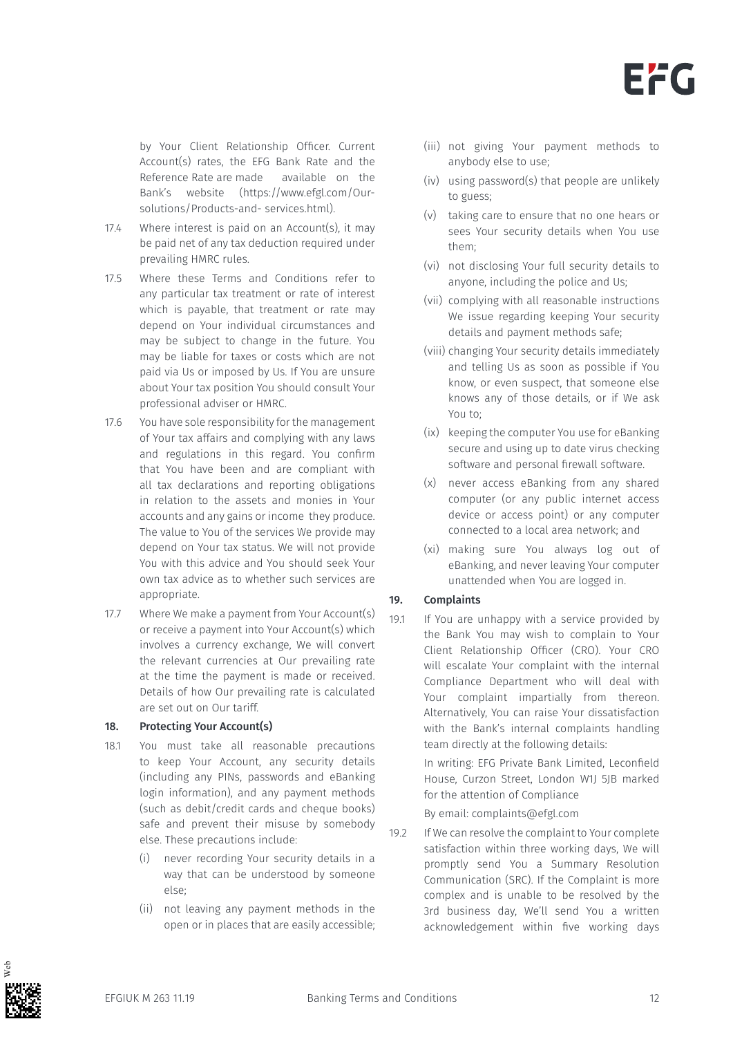by Your Client Relationship Officer. Current Account(s) rates, the EFG Bank Rate and the Reference Rate are made available on the Bank's website (https://www.efgl.com/Our-solutions/Products-and- services.html).

17.4 Where interest is paid on an Account(s), it may be paid net of any tax deduction required under prevailing HMRC rules.

17.5 Where these Terms and Conditions refer to any particular tax treatment or rate of interest which is payable, that treatment or rate may depend on Your individual circumstances and may be subject to change in the future. You may be liable for taxes or costs which are not paid via Us or imposed by Us. If You are unsure about Your tax position You should consult Your professional adviser or HMRC.

17.6 You have sole responsibility for the management of Your tax affairs and complying with any laws and regulations in this regard. You confirm that You have been and are compliant with all tax declarations and reporting obligations in relation to the assets and monies in Your accounts and any gains or income they produce. The value to You of the services We provide may depend on Your tax status. We will not provide You with this advice and You should seek Your own tax advice as to whether such services are appropriate.

17.7 Where We make a payment from Your Account(s) or receive a payment into Your Account(s) which involves a currency exchange, We will convert the relevant currencies at Our prevailing rate at the time the payment is made or received. Details of how Our prevailing rate is calculated are set out on Our tariff.

### 18. Protecting Your Account(s)

18.1 You must take all reasonable precautions to keep Your Account, any security details (including any PINs, passwords and eBanking login information), and any payment methods (such as debit/credit cards and cheque books) safe and prevent their misuse by somebody else. These precautions include:

(i) never recording Your security details in a way that can be understood by someone else;

(ii) not leaving any payment methods in the open or in places that are easily accessible;

(iii) not giving Your payment methods to anybody else to use;

(iv) using password(s) that people are unlikely to guess;

(v) taking care to ensure that no one hears or sees Your security details when You use them;

(vi) not disclosing Your full security details to anyone, including the police and Us;

(vii) complying with all reasonable instructions We issue regarding keeping Your security details and payment methods safe;

(viii) changing Your security details immediately and telling Us as soon as possible if You know, or even suspect, that someone else knows any of those details, or if We ask You to;

(ix) keeping the computer You use for eBanking secure and using up to date virus checking software and personal firewall software.

(x) never access eBanking from any shared computer (or any public internet access device or access point) or any computer connected to a local area network; and

(xi) making sure You always log out of eBanking, and never leaving Your computer unattended when You are logged in.

### 19. Complaints

19.1 If You are unhappy with a service provided by the Bank You may wish to complain to Your Client Relationship Officer (CRO). Your CRO will escalate Your complaint with the internal Compliance Department who will deal with Your complaint impartially from thereon. Alternatively, You can raise Your dissatisfaction with the Bank's internal complaints handling team directly at the following details:

In writing: EFG Private Bank Limited, Leconfield House, Curzon Street, London W1J 5JB marked for the attention of Compliance

By email: complaints@efgl.com

19.2 If We can resolve the complaint to Your complete satisfaction within three working days, We will promptly send You a Summary Resolution Communication (SRC). If the Complaint is more complex and is unable to be resolved by the 3rd business day, We'll send You a written acknowledgement within five working days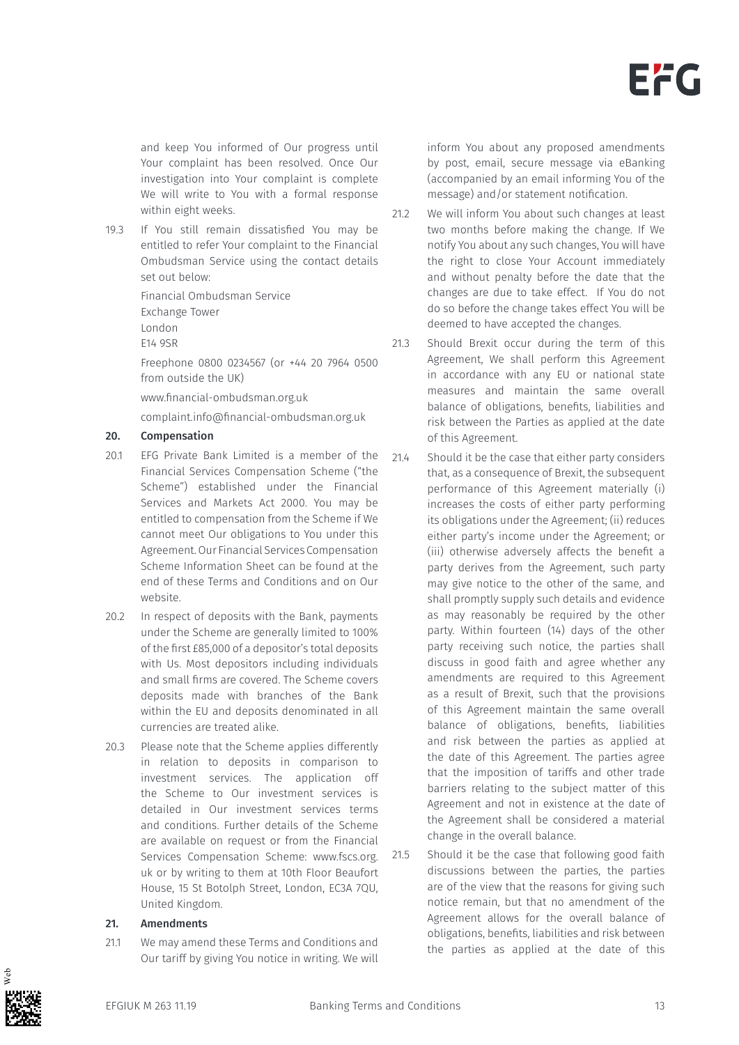and keep You informed of Our progress until Your complaint has been resolved. Once Our investigation into Your complaint is complete We will write to You with a formal response within eight weeks.

19.3 If You still remain dissatisfied You may be entitled to refer Your complaint to the Financial Ombudsman Service using the contact details set out below:

Financial Ombudsman Service
Exchange Tower
London
E14 9SR

Freephone 0800 0234567 (or +44 20 7964 0500 from outside the UK)

www.financial-ombudsman.org.uk

complaint.info@financial-ombudsman.org.uk

## 20. Compensation

20.1 EFG Private Bank Limited is a member of the Financial Services Compensation Scheme ("the Scheme") established under the Financial Services and Markets Act 2000. You may be entitled to compensation from the Scheme if We cannot meet Our obligations to You under this Agreement. Our Financial Services Compensation Scheme Information Sheet can be found at the end of these Terms and Conditions and on Our website.

20.2 In respect of deposits with the Bank, payments under the Scheme are generally limited to 100% of the first £85,000 of a depositor's total deposits with Us. Most depositors including individuals and small firms are covered. The Scheme covers deposits made with branches of the Bank within the EU and deposits denominated in all currencies are treated alike.

20.3 Please note that the Scheme applies differently in relation to deposits in comparison to investment services. The application off the Scheme to Our investment services is detailed in Our investment services terms and conditions. Further details of the Scheme are available on request or from the Financial Services Compensation Scheme: www.fscs.org.uk or by writing to them at 10th Floor Beaufort House, 15 St Botolph Street, London, EC3A 7QU, United Kingdom.

## 21. Amendments

21.1 We may amend these Terms and Conditions and Our tariff by giving You notice in writing. We will inform You about any proposed amendments by post, email, secure message via eBanking (accompanied by an email informing You of the message) and/or statement notification.

21.2 We will inform You about such changes at least two months before making the change. If We notify You about any such changes, You will have the right to close Your Account immediately and without penalty before the date that the changes are due to take effect. If You do not do so before the change takes effect You will be deemed to have accepted the changes.

21.3 Should Brexit occur during the term of this Agreement, We shall perform this Agreement in accordance with any EU or national state measures and maintain the same overall balance of obligations, benefits, liabilities and risk between the Parties as applied at the date of this Agreement.

21.4 Should it be the case that either party considers that, as a consequence of Brexit, the subsequent performance of this Agreement materially (i) increases the costs of either party performing its obligations under the Agreement; (ii) reduces either party's income under the Agreement; or (iii) otherwise adversely affects the benefit a party derives from the Agreement, such party may give notice to the other of the same, and shall promptly supply such details and evidence as may reasonably be required by the other party. Within fourteen (14) days of the other party receiving such notice, the parties shall discuss in good faith and agree whether any amendments are required to this Agreement as a result of Brexit, such that the provisions of this Agreement maintain the same overall balance of obligations, benefits, liabilities and risk between the parties as applied at the date of this Agreement. The parties agree that the imposition of tariffs and other trade barriers relating to the subject matter of this Agreement and not in existence at the date of the Agreement shall be considered a material change in the overall balance.

21.5 Should it be the case that following good faith discussions between the parties, the parties are of the view that the reasons for giving such notice remain, but that no amendment of the Agreement allows for the overall balance of obligations, benefits, liabilities and risk between the parties as applied at the date of this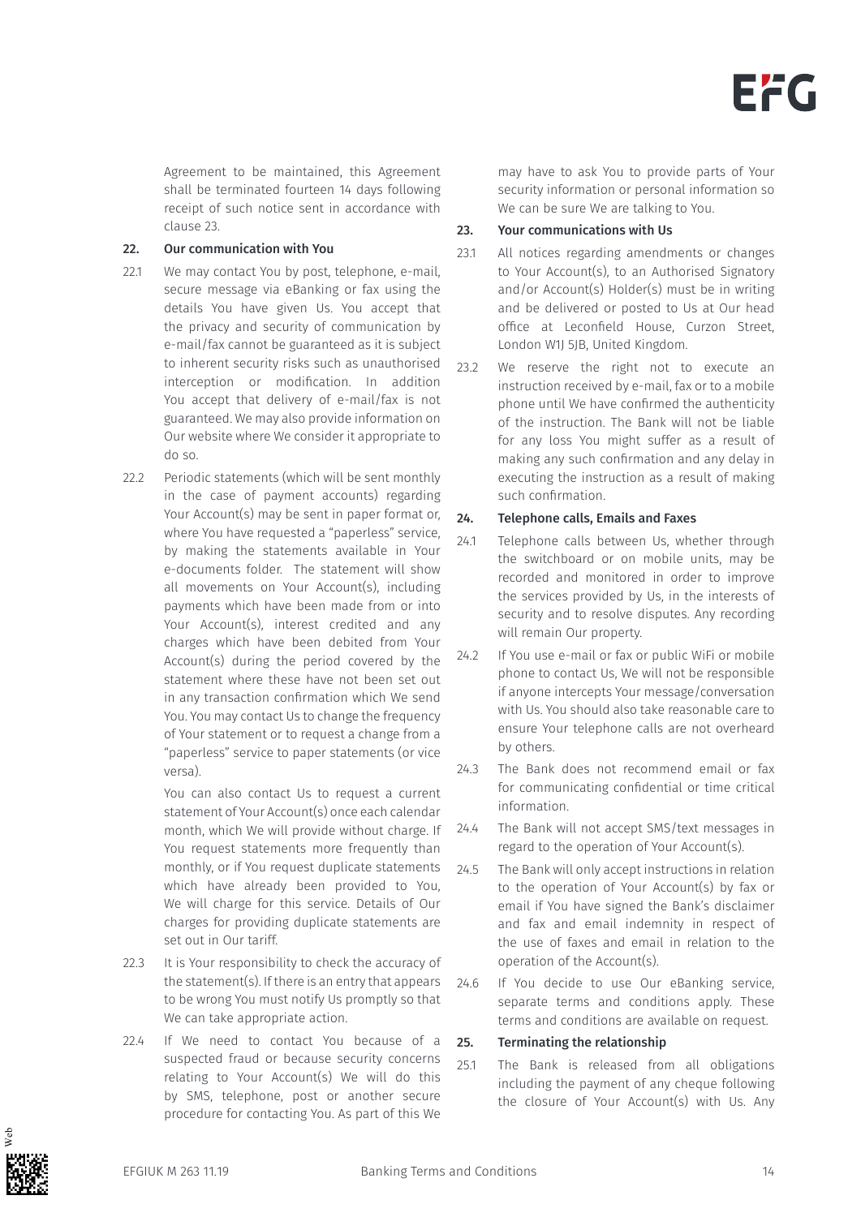Agreement to be maintained, this Agreement shall be terminated fourteen 14 days following receipt of such notice sent in accordance with clause 23.

## 22. Our communication with You

22.1 We may contact You by post, telephone, e-mail, secure message via eBanking or fax using the details You have given Us. You accept that the privacy and security of communication by e-mail/fax cannot be guaranteed as it is subject to inherent security risks such as unauthorised interception or modification. In addition You accept that delivery of e-mail/fax is not guaranteed. We may also provide information on Our website where We consider it appropriate to do so.

22.2 Periodic statements (which will be sent monthly in the case of payment accounts) regarding Your Account(s) may be sent in paper format or, where You have requested a "paperless" service, by making the statements available in Your e-documents folder. The statement will show all movements on Your Account(s), including payments which have been made from or into Your Account(s), interest credited and any charges which have been debited from Your Account(s) during the period covered by the statement where these have not been set out in any transaction confirmation which We send You. You may contact Us to change the frequency of Your statement or to request a change from a "paperless" service to paper statements (or vice versa).

You can also contact Us to request a current statement of Your Account(s) once each calendar month, which We will provide without charge. If You request statements more frequently than monthly, or if You request duplicate statements which have already been provided to You, We will charge for this service. Details of Our charges for providing duplicate statements are set out in Our tariff.

22.3 It is Your responsibility to check the accuracy of the statement(s). If there is an entry that appears to be wrong You must notify Us promptly so that We can take appropriate action.

22.4 If We need to contact You because of a suspected fraud or because security concerns relating to Your Account(s) We will do this by SMS, telephone, post or another secure procedure for contacting You. As part of this We may have to ask You to provide parts of Your security information or personal information so We can be sure We are talking to You.

## 23. Your communications with Us

23.1 All notices regarding amendments or changes to Your Account(s), to an Authorised Signatory and/or Account(s) Holder(s) must be in writing and be delivered or posted to Us at Our head office at Leconfield House, Curzon Street, London W1J 5JB, United Kingdom.

23.2 We reserve the right not to execute an instruction received by e-mail, fax or to a mobile phone until We have confirmed the authenticity of the instruction. The Bank will not be liable for any loss You might suffer as a result of making any such confirmation and any delay in executing the instruction as a result of making such confirmation.

## 24. Telephone calls, Emails and Faxes

24.1 Telephone calls between Us, whether through the switchboard or on mobile units, may be recorded and monitored in order to improve the services provided by Us, in the interests of security and to resolve disputes. Any recording will remain Our property.

24.2 If You use e-mail or fax or public WiFi or mobile phone to contact Us, We will not be responsible if anyone intercepts Your message/conversation with Us. You should also take reasonable care to ensure Your telephone calls are not overheard by others.

24.3 The Bank does not recommend email or fax for communicating confidential or time critical information.

24.4 The Bank will not accept SMS/text messages in regard to the operation of Your Account(s).

24.5 The Bank will only accept instructions in relation to the operation of Your Account(s) by fax or email if You have signed the Bank's disclaimer and fax and email indemnity in respect of the use of faxes and email in relation to the operation of the Account(s).

24.6 If You decide to use Our eBanking service, separate terms and conditions apply. These terms and conditions are available on request.

## 25. Terminating the relationship

25.1 The Bank is released from all obligations including the payment of any cheque following the closure of Your Account(s) with Us. Any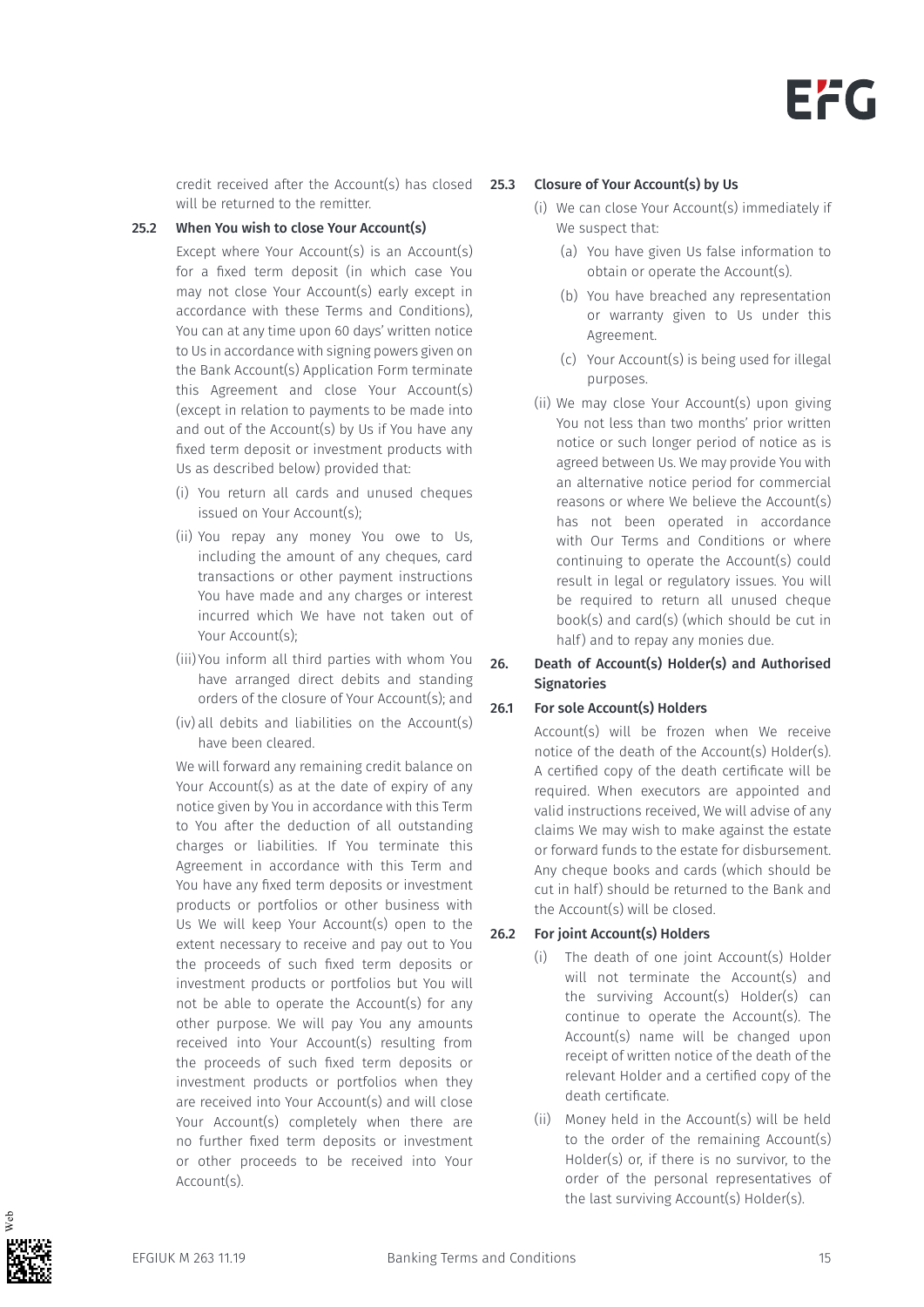credit received after the Account(s) has closed will be returned to the remitter.

### 25.2 When You wish to close Your Account(s)

Except where Your Account(s) is an Account(s) for a fixed term deposit (in which case You may not close Your Account(s) early except in accordance with these Terms and Conditions), You can at any time upon 60 days' written notice to Us in accordance with signing powers given on the Bank Account(s) Application Form terminate this Agreement and close Your Account(s) (except in relation to payments to be made into and out of the Account(s) by Us if You have any fixed term deposit or investment products with Us as described below) provided that:

(i) You return all cards and unused cheques issued on Your Account(s);

(ii) You repay any money You owe to Us, including the amount of any cheques, card transactions or other payment instructions You have made and any charges or interest incurred which We have not taken out of Your Account(s);

(iii) You inform all third parties with whom You have arranged direct debits and standing orders of the closure of Your Account(s); and

(iv) all debits and liabilities on the Account(s) have been cleared.

We will forward any remaining credit balance on Your Account(s) as at the date of expiry of any notice given by You in accordance with this Term to You after the deduction of all outstanding charges or liabilities. If You terminate this Agreement in accordance with this Term and You have any fixed term deposits or investment products or portfolios or other business with Us We will keep Your Account(s) open to the extent necessary to receive and pay out to You the proceeds of such fixed term deposits or investment products or portfolios but You will not be able to operate the Account(s) for any other purpose. We will pay You any amounts received into Your Account(s) resulting from the proceeds of such fixed term deposits or investment products or portfolios when they are received into Your Account(s) and will close Your Account(s) completely when there are no further fixed term deposits or investment or other proceeds to be received into Your Account(s).

### 25.3 Closure of Your Account(s) by Us

(i) We can close Your Account(s) immediately if We suspect that:

   (a) You have given Us false information to obtain or operate the Account(s).

   (b) You have breached any representation or warranty given to Us under this Agreement.

   (c) Your Account(s) is being used for illegal purposes.

(ii) We may close Your Account(s) upon giving You not less than two months' prior written notice or such longer period of notice as is agreed between Us. We may provide You with an alternative notice period for commercial reasons or where We believe the Account(s) has not been operated in accordance with Our Terms and Conditions or where continuing to operate the Account(s) could result in legal or regulatory issues. You will be required to return all unused cheque book(s) and card(s) (which should be cut in half) and to repay any monies due.

## 26. Death of Account(s) Holder(s) and Authorised Signatories

### 26.1 For sole Account(s) Holders

Account(s) will be frozen when We receive notice of the death of the Account(s) Holder(s). A certified copy of the death certificate will be required. When executors are appointed and valid instructions received, We will advise of any claims We may wish to make against the estate or forward funds to the estate for disbursement. Any cheque books and cards (which should be cut in half) should be returned to the Bank and the Account(s) will be closed.

### 26.2 For joint Account(s) Holders

(i) The death of one joint Account(s) Holder will not terminate the Account(s) and the surviving Account(s) Holder(s) can continue to operate the Account(s). The Account(s) name will be changed upon receipt of written notice of the death of the relevant Holder and a certified copy of the death certificate.

(ii) Money held in the Account(s) will be held to the order of the remaining Account(s) Holder(s) or, if there is no survivor, to the order of the personal representatives of the last surviving Account(s) Holder(s).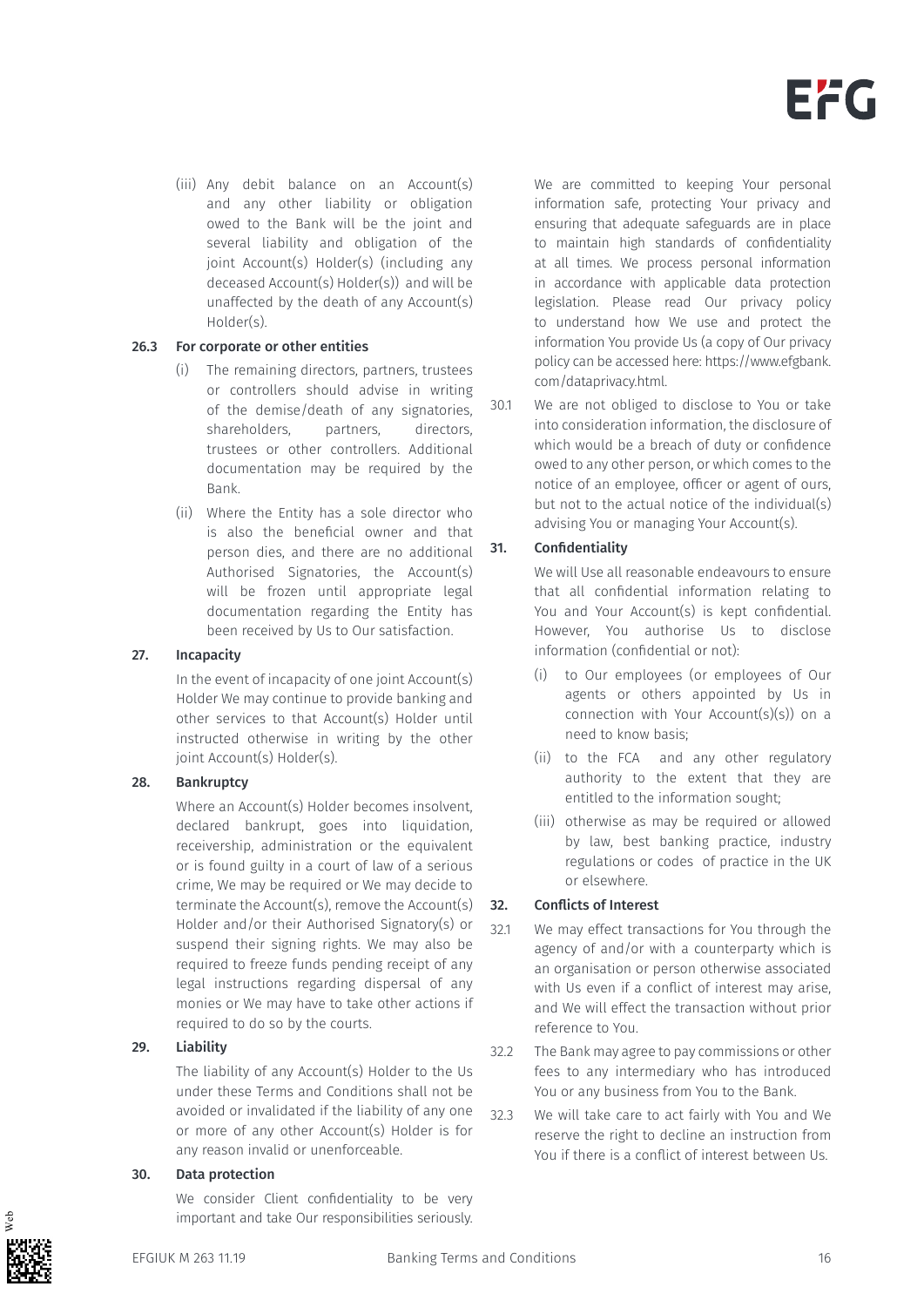(iii) Any debit balance on an Account(s) and any other liability or obligation owed to the Bank will be the joint and several liability and obligation of the joint Account(s) Holder(s) (including any deceased Account(s) Holder(s)) and will be unaffected by the death of any Account(s) Holder(s).

**26.3 For corporate or other entities**

(i) The remaining directors, partners, trustees or controllers should advise in writing of the demise/death of any signatories, shareholders, partners, directors, trustees or other controllers. Additional documentation may be required by the Bank.

(ii) Where the Entity has a sole director who is also the beneficial owner and that person dies, and there are no additional Authorised Signatories, the Account(s) will be frozen until appropriate legal documentation regarding the Entity has been received by Us to Our satisfaction.

## 27. Incapacity

In the event of incapacity of one joint Account(s) Holder We may continue to provide banking and other services to that Account(s) Holder until instructed otherwise in writing by the other joint Account(s) Holder(s).

## 28. Bankruptcy

Where an Account(s) Holder becomes insolvent, declared bankrupt, goes into liquidation, receivership, administration or the equivalent or is found guilty in a court of law of a serious crime, We may be required or We may decide to terminate the Account(s), remove the Account(s) Holder and/or their Authorised Signatory(s) or suspend their signing rights. We may also be required to freeze funds pending receipt of any legal instructions regarding dispersal of any monies or We may have to take other actions if required to do so by the courts.

## 29. Liability

The liability of any Account(s) Holder to the Us under these Terms and Conditions shall not be avoided or invalidated if the liability of any one or more of any other Account(s) Holder is for any reason invalid or unenforceable.

## 30. Data protection

We consider Client confidentiality to be very important and take Our responsibilities seriously. We are committed to keeping Your personal information safe, protecting Your privacy and ensuring that adequate safeguards are in place to maintain high standards of confidentiality at all times. We process personal information in accordance with applicable data protection legislation. Please read Our privacy policy to understand how We use and protect the information You provide Us (a copy of Our privacy policy can be accessed here: https://www.efgbank.com/dataprivacy.html.

30.1 We are not obliged to disclose to You or take into consideration information, the disclosure of which would be a breach of duty or confidence owed to any other person, or which comes to the notice of an employee, officer or agent of ours, but not to the actual notice of the individual(s) advising You or managing Your Account(s).

## 31. Confidentiality

We will Use all reasonable endeavours to ensure that all confidential information relating to You and Your Account(s) is kept confidential. However, You authorise Us to disclose information (confidential or not):

(i) to Our employees (or employees of Our agents or others appointed by Us in connection with Your Account(s)(s)) on a need to know basis;

(ii) to the FCA and any other regulatory authority to the extent that they are entitled to the information sought;

(iii) otherwise as may be required or allowed by law, best banking practice, industry regulations or codes of practice in the UK or elsewhere.

## 32. Conflicts of Interest

32.1 We may effect transactions for You through the agency of and/or with a counterparty which is an organisation or person otherwise associated with Us even if a conflict of interest may arise, and We will effect the transaction without prior reference to You.

32.2 The Bank may agree to pay commissions or other fees to any intermediary who has introduced You or any business from You to the Bank.

32.3 We will take care to act fairly with You and We reserve the right to decline an instruction from You if there is a conflict of interest between Us.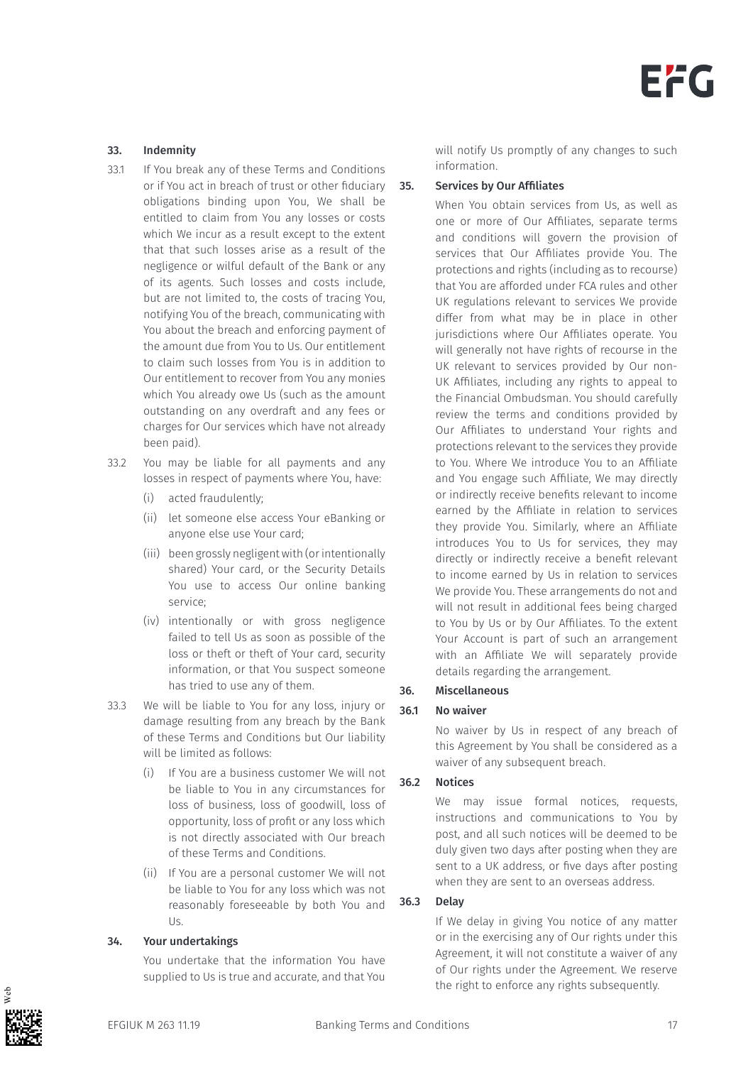## 33. Indemnity

33.1 If You break any of these Terms and Conditions or if You act in breach of trust or other fiduciary obligations binding upon You, We shall be entitled to claim from You any losses or costs which We incur as a result except to the extent that that such losses arise as a result of the negligence or wilful default of the Bank or any of its agents. Such losses and costs include, but are not limited to, the costs of tracing You, notifying You of the breach, communicating with You about the breach and enforcing payment of the amount due from You to Us. Our entitlement to claim such losses from You is in addition to Our entitlement to recover from You any monies which You already owe Us (such as the amount outstanding on any overdraft and any fees or charges for Our services which have not already been paid).

33.2 You may be liable for all payments and any losses in respect of payments where You, have:

(i) acted fraudulently;

(ii) let someone else access Your eBanking or anyone else use Your card;

(iii) been grossly negligent with (or intentionally shared) Your card, or the Security Details You use to access Our online banking service;

(iv) intentionally or with gross negligence failed to tell Us as soon as possible of the loss or theft or theft of Your card, security information, or that You suspect someone has tried to use any of them.

33.3 We will be liable to You for any loss, injury or damage resulting from any breach by the Bank of these Terms and Conditions but Our liability will be limited as follows:

(i) If You are a business customer We will not be liable to You in any circumstances for loss of business, loss of goodwill, loss of opportunity, loss of profit or any loss which is not directly associated with Our breach of these Terms and Conditions.

(ii) If You are a personal customer We will not be liable to You for any loss which was not reasonably foreseeable by both You and Us.

## 34. Your undertakings

You undertake that the information You have supplied to Us is true and accurate, and that You will notify Us promptly of any changes to such information.

## 35. Services by Our Affiliates

When You obtain services from Us, as well as one or more of Our Affiliates, separate terms and conditions will govern the provision of services that Our Affiliates provide You. The protections and rights (including as to recourse) that You are afforded under FCA rules and other UK regulations relevant to services We provide differ from what may be in place in other jurisdictions where Our Affiliates operate. You will generally not have rights of recourse in the UK relevant to services provided by Our non-UK Affiliates, including any rights to appeal to the Financial Ombudsman. You should carefully review the terms and conditions provided by Our Affiliates to understand Your rights and protections relevant to the services they provide to You. Where We introduce You to an Affiliate and You engage such Affiliate, We may directly or indirectly receive benefits relevant to income earned by the Affiliate in relation to services they provide You. Similarly, where an Affiliate introduces You to Us for services, they may directly or indirectly receive a benefit relevant to income earned by Us in relation to services We provide You. These arrangements do not and will not result in additional fees being charged to You by Us or by Our Affiliates. To the extent Your Account is part of such an arrangement with an Affiliate We will separately provide details regarding the arrangement.

## 36. Miscellaneous

### 36.1 No waiver

No waiver by Us in respect of any breach of this Agreement by You shall be considered as a waiver of any subsequent breach.

### 36.2 Notices

We may issue formal notices, requests, instructions and communications to You by post, and all such notices will be deemed to be duly given two days after posting when they are sent to a UK address, or five days after posting when they are sent to an overseas address.

### 36.3 Delay

If We delay in giving You notice of any matter or in the exercising any of Our rights under this Agreement, it will not constitute a waiver of any of Our rights under the Agreement. We reserve the right to enforce any rights subsequently.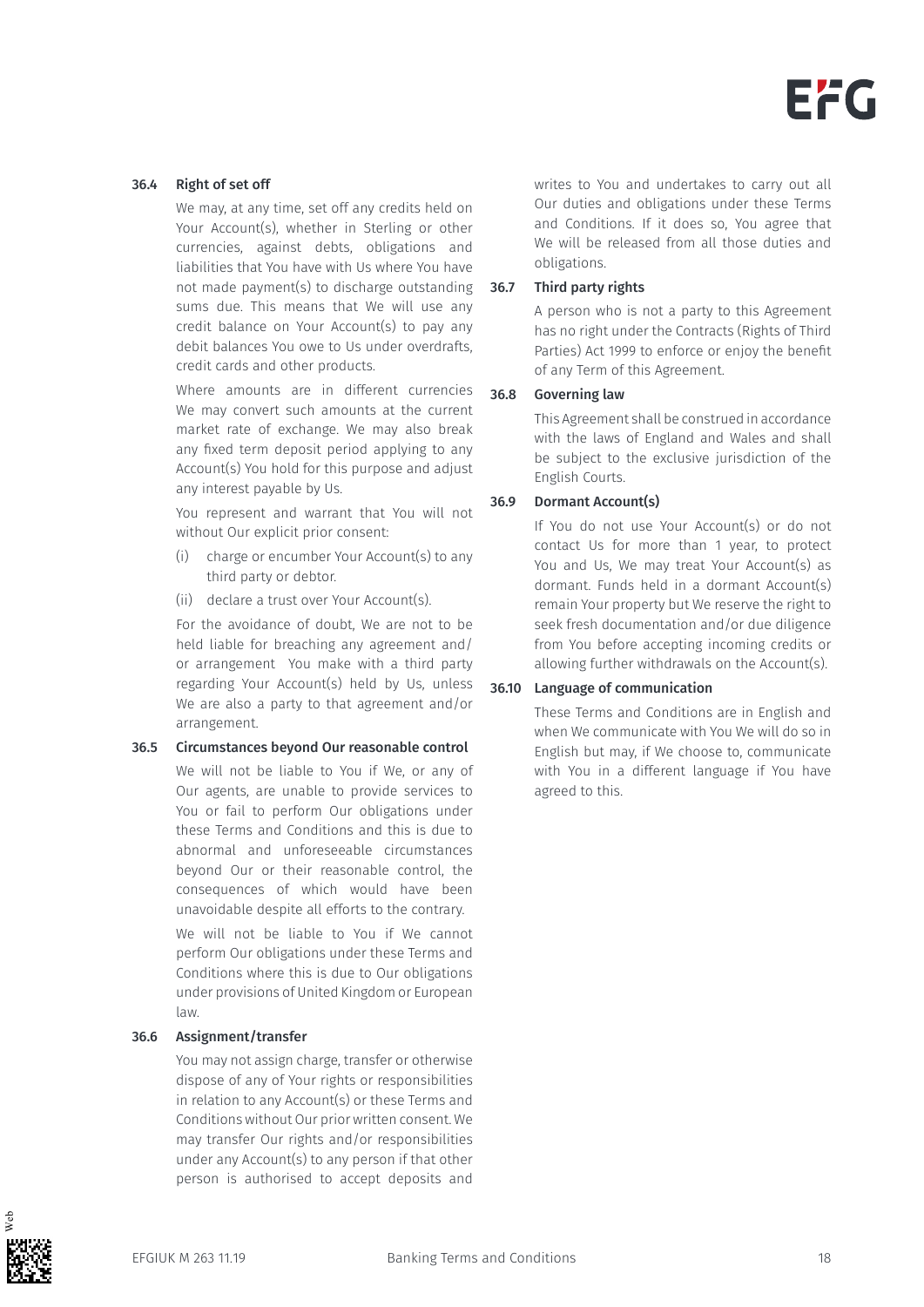### 36.4 Right of set off

We may, at any time, set off any credits held on Your Account(s), whether in Sterling or other currencies, against debts, obligations and liabilities that You have with Us where You have not made payment(s) to discharge outstanding sums due. This means that We will use any credit balance on Your Account(s) to pay any debit balances You owe to Us under overdrafts, credit cards and other products.

Where amounts are in different currencies We may convert such amounts at the current market rate of exchange. We may also break any fixed term deposit period applying to any Account(s) You hold for this purpose and adjust any interest payable by Us.

You represent and warrant that You will not without Our explicit prior consent:

(i) charge or encumber Your Account(s) to any third party or debtor.

(ii) declare a trust over Your Account(s).

For the avoidance of doubt, We are not to be held liable for breaching any agreement and/or arrangement You make with a third party regarding Your Account(s) held by Us, unless We are also a party to that agreement and/or arrangement.

### 36.5 Circumstances beyond Our reasonable control

We will not be liable to You if We, or any of Our agents, are unable to provide services to You or fail to perform Our obligations under these Terms and Conditions and this is due to abnormal and unforeseeable circumstances beyond Our or their reasonable control, the consequences of which would have been unavoidable despite all efforts to the contrary.

We will not be liable to You if We cannot perform Our obligations under these Terms and Conditions where this is due to Our obligations under provisions of United Kingdom or European law.

### 36.6 Assignment/transfer

You may not assign charge, transfer or otherwise dispose of any of Your rights or responsibilities in relation to any Account(s) or these Terms and Conditions without Our prior written consent. We may transfer Our rights and/or responsibilities under any Account(s) to any person if that other person is authorised to accept deposits and writes to You and undertakes to carry out all Our duties and obligations under these Terms and Conditions. If it does so, You agree that We will be released from all those duties and obligations.

### 36.7 Third party rights

A person who is not a party to this Agreement has no right under the Contracts (Rights of Third Parties) Act 1999 to enforce or enjoy the benefit of any Term of this Agreement.

### 36.8 Governing law

This Agreement shall be construed in accordance with the laws of England and Wales and shall be subject to the exclusive jurisdiction of the English Courts.

### 36.9 Dormant Account(s)

If You do not use Your Account(s) or do not contact Us for more than 1 year, to protect You and Us, We may treat Your Account(s) as dormant. Funds held in a dormant Account(s) remain Your property but We reserve the right to seek fresh documentation and/or due diligence from You before accepting incoming credits or allowing further withdrawals on the Account(s).

### 36.10 Language of communication

These Terms and Conditions are in English and when We communicate with You We will do so in English but may, if We choose to, communicate with You in a different language if You have agreed to this.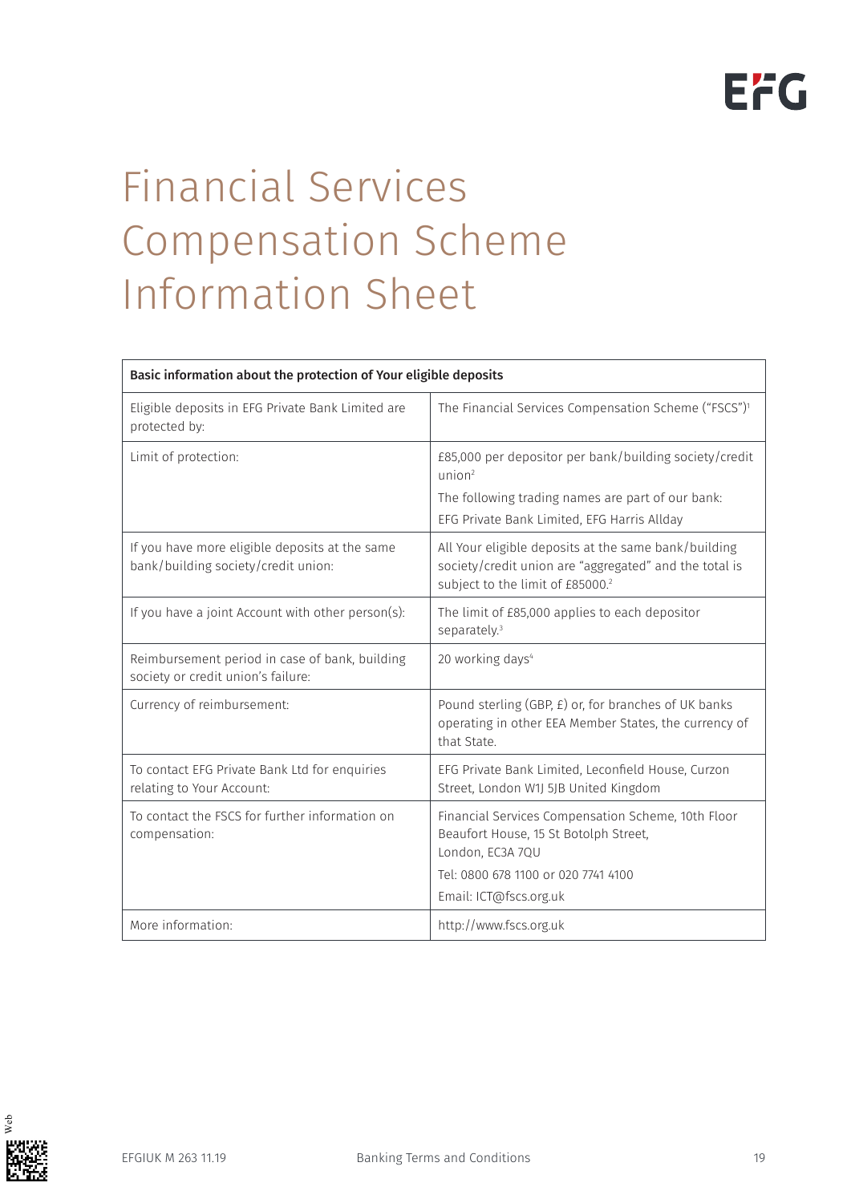# Financial Services Compensation Scheme Information Sheet

| **Basic information about the protection of Your eligible deposits** | |
|---|---|
| Eligible deposits in EFG Private Bank Limited are protected by: | The Financial Services Compensation Scheme ("FSCS")[1] |
| Limit of protection: | £85,000 per depositor per bank/building society/credit union[2]<br>The following trading names are part of our bank:<br>EFG Private Bank Limited, EFG Harris Allday |
| If you have more eligible deposits at the same bank/building society/credit union: | All Your eligible deposits at the same bank/building society/credit union are "aggregated" and the total is subject to the limit of £85000.[2] |
| If you have a joint Account with other person(s): | The limit of £85,000 applies to each depositor separately.[3] |
| Reimbursement period in case of bank, building society or credit union's failure: | 20 working days[4] |
| Currency of reimbursement: | Pound sterling (GBP, £) or, for branches of UK banks operating in other EEA Member States, the currency of that State. |
| To contact EFG Private Bank Ltd for enquiries relating to Your Account: | EFG Private Bank Limited, Leconfield House, Curzon Street, London W1J 5JB United Kingdom |
| To contact the FSCS for further information on compensation: | Financial Services Compensation Scheme, 10th Floor Beaufort House, 15 St Botolph Street, London, EC3A 7QU<br>Tel: 0800 678 1100 or 020 7741 4100<br>Email: ICT@fscs.org.uk |
| More information: | http://www.fscs.org.uk |

EFGIUK M 263 11.19 Banking Terms and Conditions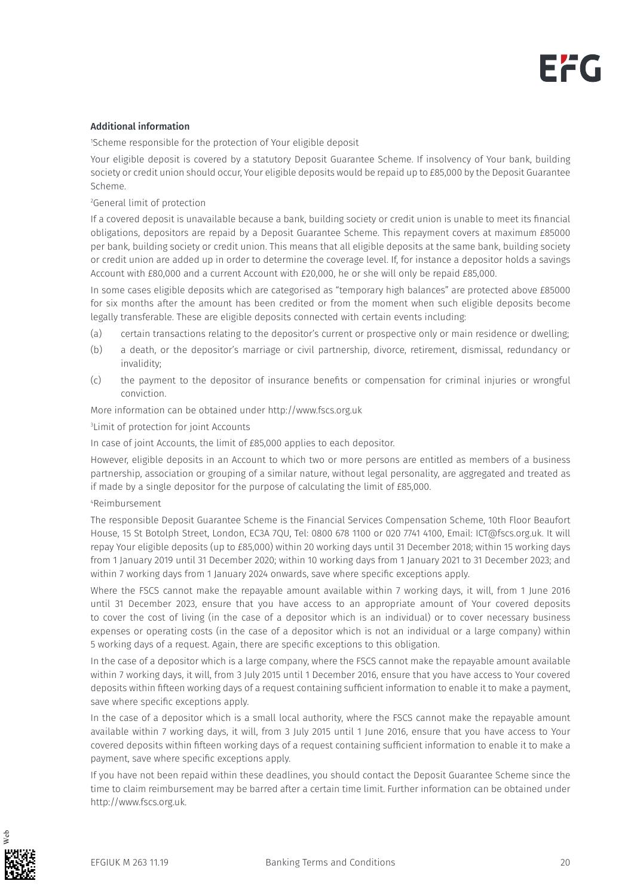**Additional information**

[1]Scheme responsible for the protection of Your eligible deposit

Your eligible deposit is covered by a statutory Deposit Guarantee Scheme. If insolvency of Your bank, building society or credit union should occur, Your eligible deposits would be repaid up to £85,000 by the Deposit Guarantee Scheme.

[2]General limit of protection

If a covered deposit is unavailable because a bank, building society or credit union is unable to meet its financial obligations, depositors are repaid by a Deposit Guarantee Scheme. This repayment covers at maximum £85000 per bank, building society or credit union. This means that all eligible deposits at the same bank, building society or credit union are added up in order to determine the coverage level. If, for instance a depositor holds a savings Account with £80,000 and a current Account with £20,000, he or she will only be repaid £85,000.

In some cases eligible deposits which are categorised as "temporary high balances" are protected above £85000 for six months after the amount has been credited or from the moment when such eligible deposits become legally transferable. These are eligible deposits connected with certain events including:

(a) certain transactions relating to the depositor's current or prospective only or main residence or dwelling;

(b) a death, or the depositor's marriage or civil partnership, divorce, retirement, dismissal, redundancy or invalidity;

(c) the payment to the depositor of insurance benefits or compensation for criminal injuries or wrongful conviction.

More information can be obtained under http://www.fscs.org.uk

[3]Limit of protection for joint Accounts

In case of joint Accounts, the limit of £85,000 applies to each depositor.

However, eligible deposits in an Account to which two or more persons are entitled as members of a business partnership, association or grouping of a similar nature, without legal personality, are aggregated and treated as if made by a single depositor for the purpose of calculating the limit of £85,000.

[4]Reimbursement

The responsible Deposit Guarantee Scheme is the Financial Services Compensation Scheme, 10th Floor Beaufort House, 15 St Botolph Street, London, EC3A 7QU, Tel: 0800 678 1100 or 020 7741 4100, Email: ICT@fscs.org.uk. It will repay Your eligible deposits (up to £85,000) within 20 working days until 31 December 2018; within 15 working days from 1 January 2019 until 31 December 2020; within 10 working days from 1 January 2021 to 31 December 2023; and within 7 working days from 1 January 2024 onwards, save where specific exceptions apply.

Where the FSCS cannot make the repayable amount available within 7 working days, it will, from 1 June 2016 until 31 December 2023, ensure that you have access to an appropriate amount of Your covered deposits to cover the cost of living (in the case of a depositor which is an individual) or to cover necessary business expenses or operating costs (in the case of a depositor which is not an individual or a large company) within 5 working days of a request. Again, there are specific exceptions to this obligation.

In the case of a depositor which is a large company, where the FSCS cannot make the repayable amount available within 7 working days, it will, from 3 July 2015 until 1 December 2016, ensure that you have access to Your covered deposits within fifteen working days of a request containing sufficient information to enable it to make a payment, save where specific exceptions apply.

In the case of a depositor which is a small local authority, where the FSCS cannot make the repayable amount available within 7 working days, it will, from 3 July 2015 until 1 June 2016, ensure that you have access to Your covered deposits within fifteen working days of a request containing sufficient information to enable it to make a payment, save where specific exceptions apply.

If you have not been repaid within these deadlines, you should contact the Deposit Guarantee Scheme since the time to claim reimbursement may be barred after a certain time limit. Further information can be obtained under http://www.fscs.org.uk.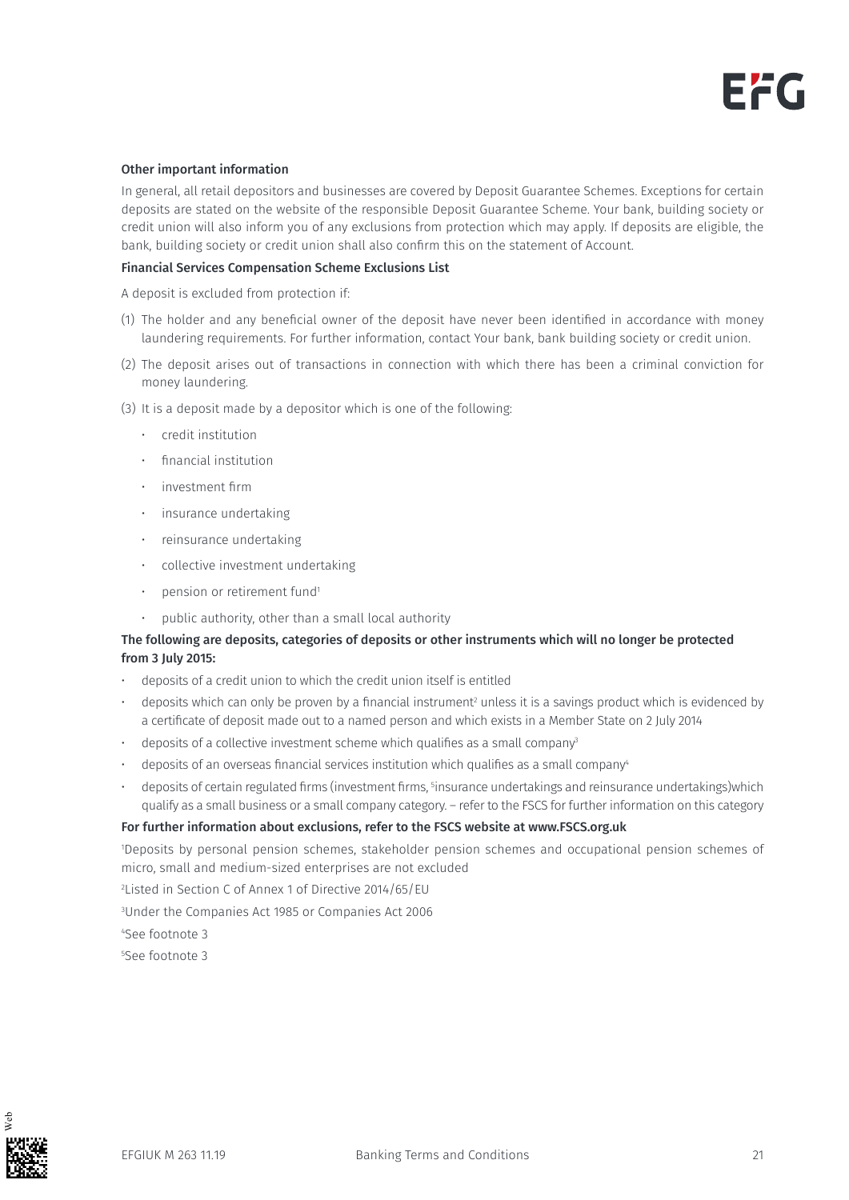**Other important information**

In general, all retail depositors and businesses are covered by Deposit Guarantee Schemes. Exceptions for certain deposits are stated on the website of the responsible Deposit Guarantee Scheme. Your bank, building society or credit union will also inform you of any exclusions from protection which may apply. If deposits are eligible, the bank, building society or credit union shall also confirm this on the statement of Account.

**Financial Services Compensation Scheme Exclusions List**

A deposit is excluded from protection if:

(1) The holder and any beneficial owner of the deposit have never been identified in accordance with money laundering requirements. For further information, contact Your bank, bank building society or credit union.

(2) The deposit arises out of transactions in connection with which there has been a criminal conviction for money laundering.

(3) It is a deposit made by a depositor which is one of the following:

- credit institution
- financial institution
- investment firm
- insurance undertaking
- reinsurance undertaking
- collective investment undertaking
- pension or retirement fund[1]
- public authority, other than a small local authority

**The following are deposits, categories of deposits or other instruments which will no longer be protected from 3 July 2015:**

- deposits of a credit union to which the credit union itself is entitled
- deposits which can only be proven by a financial instrument[2] unless it is a savings product which is evidenced by a certificate of deposit made out to a named person and which exists in a Member State on 2 July 2014
- deposits of a collective investment scheme which qualifies as a small company[3]
- deposits of an overseas financial services institution which qualifies as a small company[4]
- deposits of certain regulated firms (investment firms, [5]insurance undertakings and reinsurance undertakings)which qualify as a small business or a small company category. – refer to the FSCS for further information on this category

**For further information about exclusions, refer to the FSCS website at www.FSCS.org.uk**

[1]Deposits by personal pension schemes, stakeholder pension schemes and occupational pension schemes of micro, small and medium-sized enterprises are not excluded

[2]Listed in Section C of Annex 1 of Directive 2014/65/EU

[3]Under the Companies Act 1985 or Companies Act 2006

[4]See footnote 3

[5]See footnote 3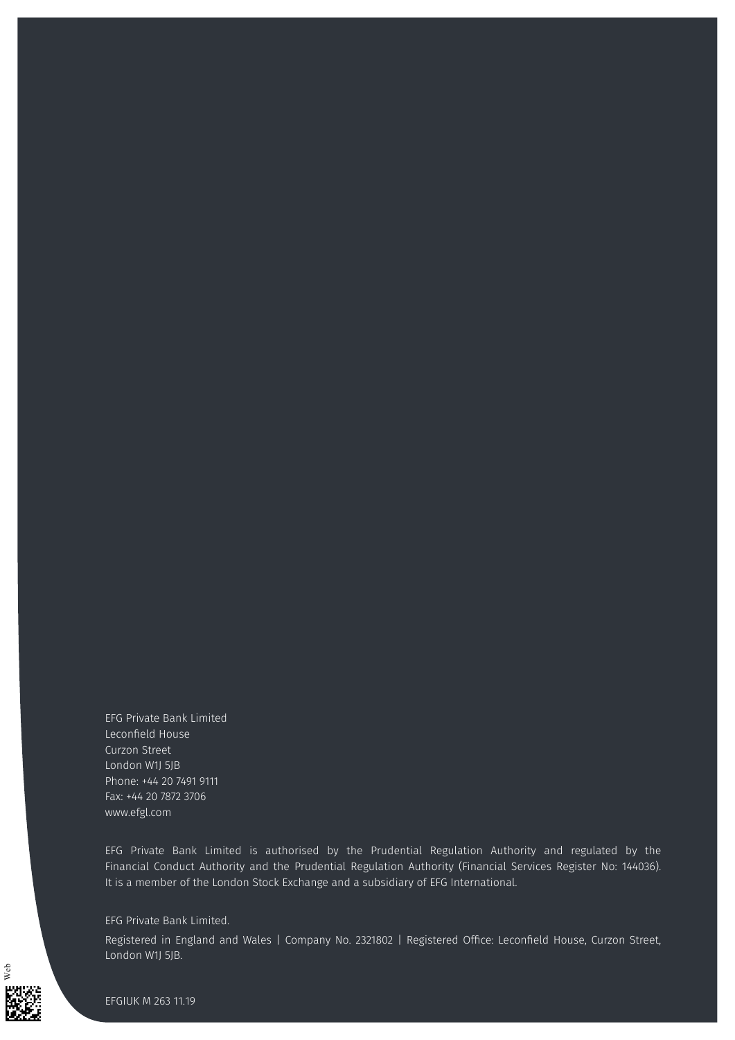EFG Private Bank Limited
Leconfield House
Curzon Street
London W1J 5JB
Phone: +44 20 7491 9111
Fax: +44 20 7872 3706
www.efgl.com

EFG Private Bank Limited is authorised by the Prudential Regulation Authority and regulated by the Financial Conduct Authority and the Prudential Regulation Authority (Financial Services Register No: 144036). It is a member of the London Stock Exchange and a subsidiary of EFG International.

EFG Private Bank Limited.

Registered in England and Wales | Company No. 2321802 | Registered Office: Leconfield House, Curzon Street, London W1J 5JB.

EFGIUK M 263 11.19

Web